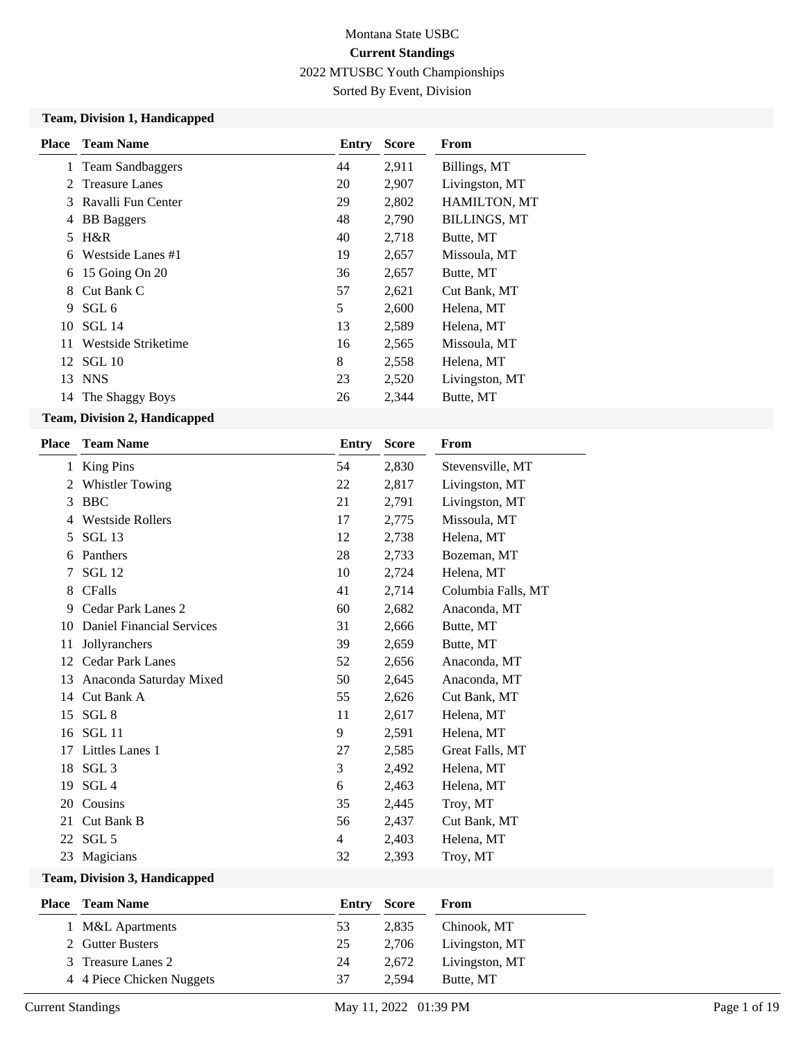# Montana State USBC

## Current Standings

2022 MTUSBC Youth Championships

Sorted By Event, Division

### Team, Division 1, Handicapped

| Place | Team Name | Entry | Score | From |
|---|---|---|---|---|
| 1 | Team Sandbaggers | 44 | 2,911 | Billings, MT |
| 2 | Treasure Lanes | 20 | 2,907 | Livingston, MT |
| 3 | Ravalli Fun Center | 29 | 2,802 | HAMILTON, MT |
| 4 | BB Baggers | 48 | 2,790 | BILLINGS, MT |
| 5 | H&R | 40 | 2,718 | Butte, MT |
| 6 | Westside Lanes #1 | 19 | 2,657 | Missoula, MT |
| 6 | 15 Going On 20 | 36 | 2,657 | Butte, MT |
| 8 | Cut Bank C | 57 | 2,621 | Cut Bank, MT |
| 9 | SGL 6 | 5 | 2,600 | Helena, MT |
| 10 | SGL 14 | 13 | 2,589 | Helena, MT |
| 11 | Westside Striketime | 16 | 2,565 | Missoula, MT |
| 12 | SGL 10 | 8 | 2,558 | Helena, MT |
| 13 | NNS | 23 | 2,520 | Livingston, MT |
| 14 | The Shaggy Boys | 26 | 2,344 | Butte, MT |

### Team, Division 2, Handicapped

| Place | Team Name | Entry | Score | From |
|---|---|---|---|---|
| 1 | King Pins | 54 | 2,830 | Stevensville, MT |
| 2 | Whistler Towing | 22 | 2,817 | Livingston, MT |
| 3 | BBC | 21 | 2,791 | Livingston, MT |
| 4 | Westside Rollers | 17 | 2,775 | Missoula, MT |
| 5 | SGL 13 | 12 | 2,738 | Helena, MT |
| 6 | Panthers | 28 | 2,733 | Bozeman, MT |
| 7 | SGL 12 | 10 | 2,724 | Helena, MT |
| 8 | CFalls | 41 | 2,714 | Columbia Falls, MT |
| 9 | Cedar Park Lanes 2 | 60 | 2,682 | Anaconda, MT |
| 10 | Daniel Financial Services | 31 | 2,666 | Butte, MT |
| 11 | Jollyranchers | 39 | 2,659 | Butte, MT |
| 12 | Cedar Park Lanes | 52 | 2,656 | Anaconda, MT |
| 13 | Anaconda Saturday Mixed | 50 | 2,645 | Anaconda, MT |
| 14 | Cut Bank A | 55 | 2,626 | Cut Bank, MT |
| 15 | SGL 8 | 11 | 2,617 | Helena, MT |
| 16 | SGL 11 | 9 | 2,591 | Helena, MT |
| 17 | Littles Lanes 1 | 27 | 2,585 | Great Falls, MT |
| 18 | SGL 3 | 3 | 2,492 | Helena, MT |
| 19 | SGL 4 | 6 | 2,463 | Helena, MT |
| 20 | Cousins | 35 | 2,445 | Troy, MT |
| 21 | Cut Bank B | 56 | 2,437 | Cut Bank, MT |
| 22 | SGL 5 | 4 | 2,403 | Helena, MT |
| 23 | Magicians | 32 | 2,393 | Troy, MT |

### Team, Division 3, Handicapped

| Place | Team Name | Entry | Score | From |
|---|---|---|---|---|
| 1 | M&L Apartments | 53 | 2,835 | Chinook, MT |
| 2 | Gutter Busters | 25 | 2,706 | Livingston, MT |
| 3 | Treasure Lanes 2 | 24 | 2,672 | Livingston, MT |
| 4 | 4 Piece Chicken Nuggets | 37 | 2,594 | Butte, MT |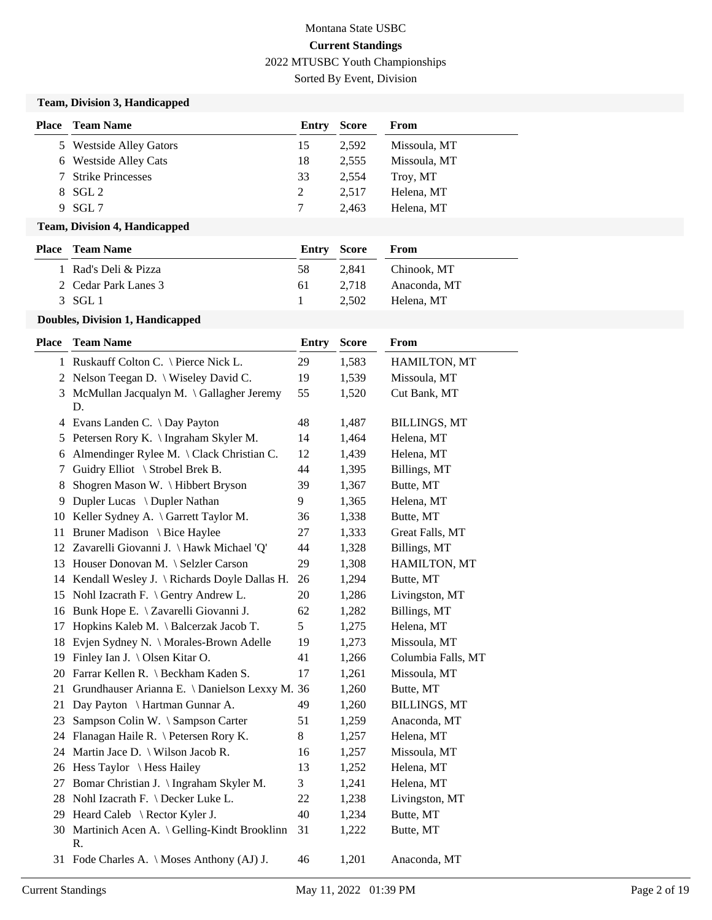Montana State USBC

**Current Standings**

2022 MTUSBC Youth Championships

Sorted By Event, Division

### Team, Division 3, Handicapped

| Place | Team Name | Entry | Score | From |
|---|---|---|---|---|
| 5 | Westside Alley Gators | 15 | 2,592 | Missoula, MT |
| 6 | Westside Alley Cats | 18 | 2,555 | Missoula, MT |
| 7 | Strike Princesses | 33 | 2,554 | Troy, MT |
| 8 | SGL 2 | 2 | 2,517 | Helena, MT |
| 9 | SGL 7 | 7 | 2,463 | Helena, MT |

### Team, Division 4, Handicapped

| Place | Team Name | Entry | Score | From |
|---|---|---|---|---|
| 1 | Rad's Deli & Pizza | 58 | 2,841 | Chinook, MT |
| 2 | Cedar Park Lanes 3 | 61 | 2,718 | Anaconda, MT |
| 3 | SGL 1 | 1 | 2,502 | Helena, MT |

### Doubles, Division 1, Handicapped

| Place | Team Name | Entry | Score | From |
|---|---|---|---|---|
| 1 | Ruskauff Colton C. \ Pierce Nick L. | 29 | 1,583 | HAMILTON, MT |
| 2 | Nelson Teegan D. \ Wiseley David C. | 19 | 1,539 | Missoula, MT |
| 3 | McMullan Jacqualyn M. \ Gallagher Jeremy D. | 55 | 1,520 | Cut Bank, MT |
| 4 | Evans Landen C. \ Day Payton | 48 | 1,487 | BILLINGS, MT |
| 5 | Petersen Rory K. \ Ingraham Skyler M. | 14 | 1,464 | Helena, MT |
| 6 | Almendinger Rylee M. \ Clack Christian C. | 12 | 1,439 | Helena, MT |
| 7 | Guidry Elliot \ Strobel Brek B. | 44 | 1,395 | Billings, MT |
| 8 | Shogren Mason W. \ Hibbert Bryson | 39 | 1,367 | Butte, MT |
| 9 | Dupler Lucas \ Dupler Nathan | 9 | 1,365 | Helena, MT |
| 10 | Keller Sydney A. \ Garrett Taylor M. | 36 | 1,338 | Butte, MT |
| 11 | Bruner Madison \ Bice Haylee | 27 | 1,333 | Great Falls, MT |
| 12 | Zavarelli Giovanni J. \ Hawk Michael 'Q' | 44 | 1,328 | Billings, MT |
| 13 | Houser Donovan M. \ Selzler Carson | 29 | 1,308 | HAMILTON, MT |
| 14 | Kendall Wesley J. \ Richards Doyle Dallas H. | 26 | 1,294 | Butte, MT |
| 15 | Nohl Izacrath F. \ Gentry Andrew L. | 20 | 1,286 | Livingston, MT |
| 16 | Bunk Hope E. \ Zavarelli Giovanni J. | 62 | 1,282 | Billings, MT |
| 17 | Hopkins Kaleb M. \ Balcerzak Jacob T. | 5 | 1,275 | Helena, MT |
| 18 | Evjen Sydney N. \ Morales-Brown Adelle | 19 | 1,273 | Missoula, MT |
| 19 | Finley Ian J. \ Olsen Kitar O. | 41 | 1,266 | Columbia Falls, MT |
| 20 | Farrar Kellen R. \ Beckham Kaden S. | 17 | 1,261 | Missoula, MT |
| 21 | Grundhauser Arianna E. \ Danielson Lexxy M. | 36 | 1,260 | Butte, MT |
| 21 | Day Payton \ Hartman Gunnar A. | 49 | 1,260 | BILLINGS, MT |
| 23 | Sampson Colin W. \ Sampson Carter | 51 | 1,259 | Anaconda, MT |
| 24 | Flanagan Haile R. \ Petersen Rory K. | 8 | 1,257 | Helena, MT |
| 24 | Martin Jace D. \ Wilson Jacob R. | 16 | 1,257 | Missoula, MT |
| 26 | Hess Taylor \ Hess Hailey | 13 | 1,252 | Helena, MT |
| 27 | Bomar Christian J. \ Ingraham Skyler M. | 3 | 1,241 | Helena, MT |
| 28 | Nohl Izacrath F. \ Decker Luke L. | 22 | 1,238 | Livingston, MT |
| 29 | Heard Caleb \ Rector Kyler J. | 40 | 1,234 | Butte, MT |
| 30 | Martinich Acen A. \ Gelling-Kindt Brooklinn R. | 31 | 1,222 | Butte, MT |
| 31 | Fode Charles A. \ Moses Anthony (AJ) J. | 46 | 1,201 | Anaconda, MT |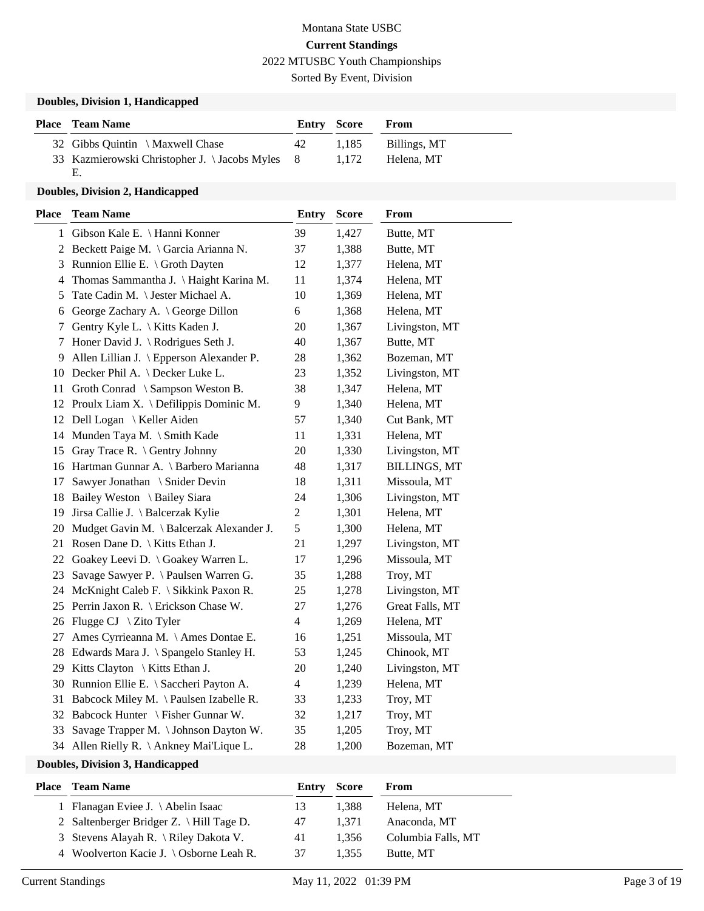Montana State USBC

**Current Standings**

2022 MTUSBC Youth Championships

Sorted By Event, Division

### Doubles, Division 1, Handicapped

| Place | Team Name | Entry | Score | From |
|---|---|---|---|---|
| 32 | Gibbs Quintin \ Maxwell Chase | 42 | 1,185 | Billings, MT |
| 33 | Kazmierowski Christopher J. \ Jacobs Myles E. | 8 | 1,172 | Helena, MT |

### Doubles, Division 2, Handicapped

| Place | Team Name | Entry | Score | From |
|---|---|---|---|---|
| 1 | Gibson Kale E. \ Hanni Konner | 39 | 1,427 | Butte, MT |
| 2 | Beckett Paige M. \ Garcia Arianna N. | 37 | 1,388 | Butte, MT |
| 3 | Runnion Ellie E. \ Groth Dayten | 12 | 1,377 | Helena, MT |
| 4 | Thomas Sammantha J. \ Haight Karina M. | 11 | 1,374 | Helena, MT |
| 5 | Tate Cadin M. \ Jester Michael A. | 10 | 1,369 | Helena, MT |
| 6 | George Zachary A. \ George Dillon | 6 | 1,368 | Helena, MT |
| 7 | Gentry Kyle L. \ Kitts Kaden J. | 20 | 1,367 | Livingston, MT |
| 7 | Honer David J. \ Rodrigues Seth J. | 40 | 1,367 | Butte, MT |
| 9 | Allen Lillian J. \ Epperson Alexander P. | 28 | 1,362 | Bozeman, MT |
| 10 | Decker Phil A. \ Decker Luke L. | 23 | 1,352 | Livingston, MT |
| 11 | Groth Conrad \ Sampson Weston B. | 38 | 1,347 | Helena, MT |
| 12 | Proulx Liam X. \ Defilippis Dominic M. | 9 | 1,340 | Helena, MT |
| 12 | Dell Logan \ Keller Aiden | 57 | 1,340 | Cut Bank, MT |
| 14 | Munden Taya M. \ Smith Kade | 11 | 1,331 | Helena, MT |
| 15 | Gray Trace R. \ Gentry Johnny | 20 | 1,330 | Livingston, MT |
| 16 | Hartman Gunnar A. \ Barbero Marianna | 48 | 1,317 | BILLINGS, MT |
| 17 | Sawyer Jonathan \ Snider Devin | 18 | 1,311 | Missoula, MT |
| 18 | Bailey Weston \ Bailey Siara | 24 | 1,306 | Livingston, MT |
| 19 | Jirsa Callie J. \ Balcerzak Kylie | 2 | 1,301 | Helena, MT |
| 20 | Mudget Gavin M. \ Balcerzak Alexander J. | 5 | 1,300 | Helena, MT |
| 21 | Rosen Dane D. \ Kitts Ethan J. | 21 | 1,297 | Livingston, MT |
| 22 | Goakey Leevi D. \ Goakey Warren L. | 17 | 1,296 | Missoula, MT |
| 23 | Savage Sawyer P. \ Paulsen Warren G. | 35 | 1,288 | Troy, MT |
| 24 | McKnight Caleb F. \ Sikkink Paxon R. | 25 | 1,278 | Livingston, MT |
| 25 | Perrin Jaxon R. \ Erickson Chase W. | 27 | 1,276 | Great Falls, MT |
| 26 | Flugge CJ \ Zito Tyler | 4 | 1,269 | Helena, MT |
| 27 | Ames Cyrrieanna M. \ Ames Dontae E. | 16 | 1,251 | Missoula, MT |
| 28 | Edwards Mara J. \ Spangelo Stanley H. | 53 | 1,245 | Chinook, MT |
| 29 | Kitts Clayton \ Kitts Ethan J. | 20 | 1,240 | Livingston, MT |
| 30 | Runnion Ellie E. \ Saccheri Payton A. | 4 | 1,239 | Helena, MT |
| 31 | Babcock Miley M. \ Paulsen Izabelle R. | 33 | 1,233 | Troy, MT |
| 32 | Babcock Hunter \ Fisher Gunnar W. | 32 | 1,217 | Troy, MT |
| 33 | Savage Trapper M. \ Johnson Dayton W. | 35 | 1,205 | Troy, MT |
| 34 | Allen Rielly R. \ Ankney Mai'Lique L. | 28 | 1,200 | Bozeman, MT |

### Doubles, Division 3, Handicapped

| Place | Team Name | Entry | Score | From |
|---|---|---|---|---|
| 1 | Flanagan Eviee J. \ Abelin Isaac | 13 | 1,388 | Helena, MT |
| 2 | Saltenberger Bridger Z. \ Hill Tage D. | 47 | 1,371 | Anaconda, MT |
| 3 | Stevens Alayah R. \ Riley Dakota V. | 41 | 1,356 | Columbia Falls, MT |
| 4 | Woolverton Kacie J. \ Osborne Leah R. | 37 | 1,355 | Butte, MT |

Current Standings May 11, 2022 01:39 PM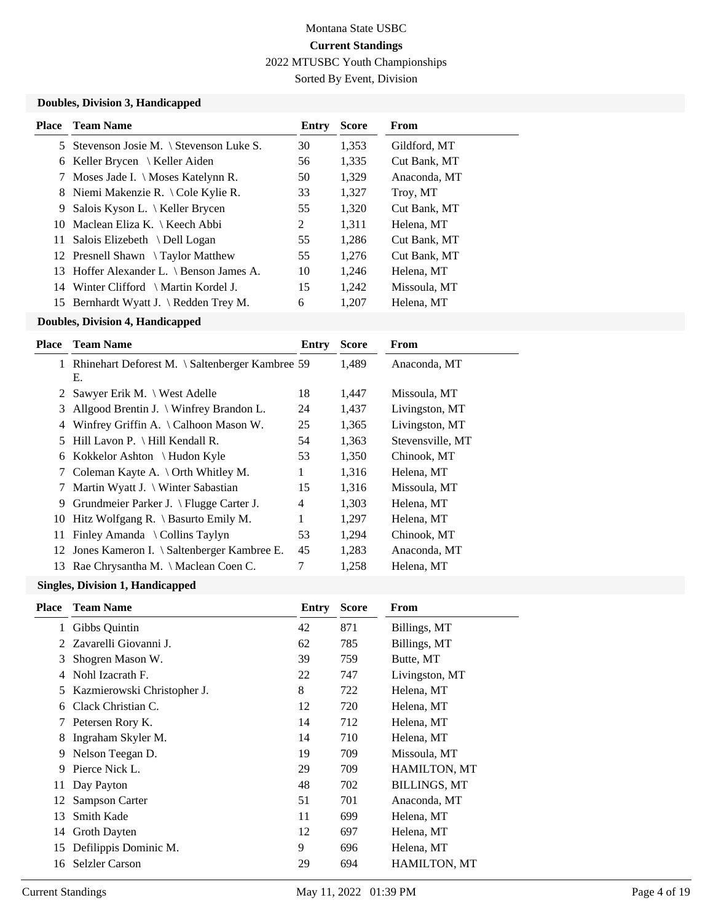Montana State USBC

**Current Standings**

2022 MTUSBC Youth Championships

Sorted By Event, Division

### Doubles, Division 3, Handicapped

| Place | Team Name | Entry | Score | From |
|---|---|---|---|---|
| 5 | Stevenson Josie M. \ Stevenson Luke S. | 30 | 1,353 | Gildford, MT |
| 6 | Keller Brycen \ Keller Aiden | 56 | 1,335 | Cut Bank, MT |
| 7 | Moses Jade I. \ Moses Katelynn R. | 50 | 1,329 | Anaconda, MT |
| 8 | Niemi Makenzie R. \ Cole Kylie R. | 33 | 1,327 | Troy, MT |
| 9 | Salois Kyson L. \ Keller Brycen | 55 | 1,320 | Cut Bank, MT |
| 10 | Maclean Eliza K. \ Keech Abbi | 2 | 1,311 | Helena, MT |
| 11 | Salois Elizebeth \ Dell Logan | 55 | 1,286 | Cut Bank, MT |
| 12 | Presnell Shawn \ Taylor Matthew | 55 | 1,276 | Cut Bank, MT |
| 13 | Hoffer Alexander L. \ Benson James A. | 10 | 1,246 | Helena, MT |
| 14 | Winter Clifford \ Martin Kordel J. | 15 | 1,242 | Missoula, MT |
| 15 | Bernhardt Wyatt J. \ Redden Trey M. | 6 | 1,207 | Helena, MT |

### Doubles, Division 4, Handicapped

| Place | Team Name | Entry | Score | From |
|---|---|---|---|---|
| 1 | Rhinehart Deforest M. \ Saltenberger Kambree E. | 59 | 1,489 | Anaconda, MT |
| 2 | Sawyer Erik M. \ West Adelle | 18 | 1,447 | Missoula, MT |
| 3 | Allgood Brentin J. \ Winfrey Brandon L. | 24 | 1,437 | Livingston, MT |
| 4 | Winfrey Griffin A. \ Calhoon Mason W. | 25 | 1,365 | Livingston, MT |
| 5 | Hill Lavon P. \ Hill Kendall R. | 54 | 1,363 | Stevensville, MT |
| 6 | Kokkelor Ashton \ Hudon Kyle | 53 | 1,350 | Chinook, MT |
| 7 | Coleman Kayte A. \ Orth Whitley M. | 1 | 1,316 | Helena, MT |
| 7 | Martin Wyatt J. \ Winter Sabastian | 15 | 1,316 | Missoula, MT |
| 9 | Grundmeier Parker J. \ Flugge Carter J. | 4 | 1,303 | Helena, MT |
| 10 | Hitz Wolfgang R. \ Basurto Emily M. | 1 | 1,297 | Helena, MT |
| 11 | Finley Amanda \ Collins Taylyn | 53 | 1,294 | Chinook, MT |
| 12 | Jones Kameron I. \ Saltenberger Kambree E. | 45 | 1,283 | Anaconda, MT |
| 13 | Rae Chrysantha M. \ Maclean Coen C. | 7 | 1,258 | Helena, MT |

### Singles, Division 1, Handicapped

| Place | Team Name | Entry | Score | From |
|---|---|---|---|---|
| 1 | Gibbs Quintin | 42 | 871 | Billings, MT |
| 2 | Zavarelli Giovanni J. | 62 | 785 | Billings, MT |
| 3 | Shogren Mason W. | 39 | 759 | Butte, MT |
| 4 | Nohl Izacrath F. | 22 | 747 | Livingston, MT |
| 5 | Kazmierowski Christopher J. | 8 | 722 | Helena, MT |
| 6 | Clack Christian C. | 12 | 720 | Helena, MT |
| 7 | Petersen Rory K. | 14 | 712 | Helena, MT |
| 8 | Ingraham Skyler M. | 14 | 710 | Helena, MT |
| 9 | Nelson Teegan D. | 19 | 709 | Missoula, MT |
| 9 | Pierce Nick L. | 29 | 709 | HAMILTON, MT |
| 11 | Day Payton | 48 | 702 | BILLINGS, MT |
| 12 | Sampson Carter | 51 | 701 | Anaconda, MT |
| 13 | Smith Kade | 11 | 699 | Helena, MT |
| 14 | Groth Dayten | 12 | 697 | Helena, MT |
| 15 | Defilippis Dominic M. | 9 | 696 | Helena, MT |
| 16 | Selzler Carson | 29 | 694 | HAMILTON, MT |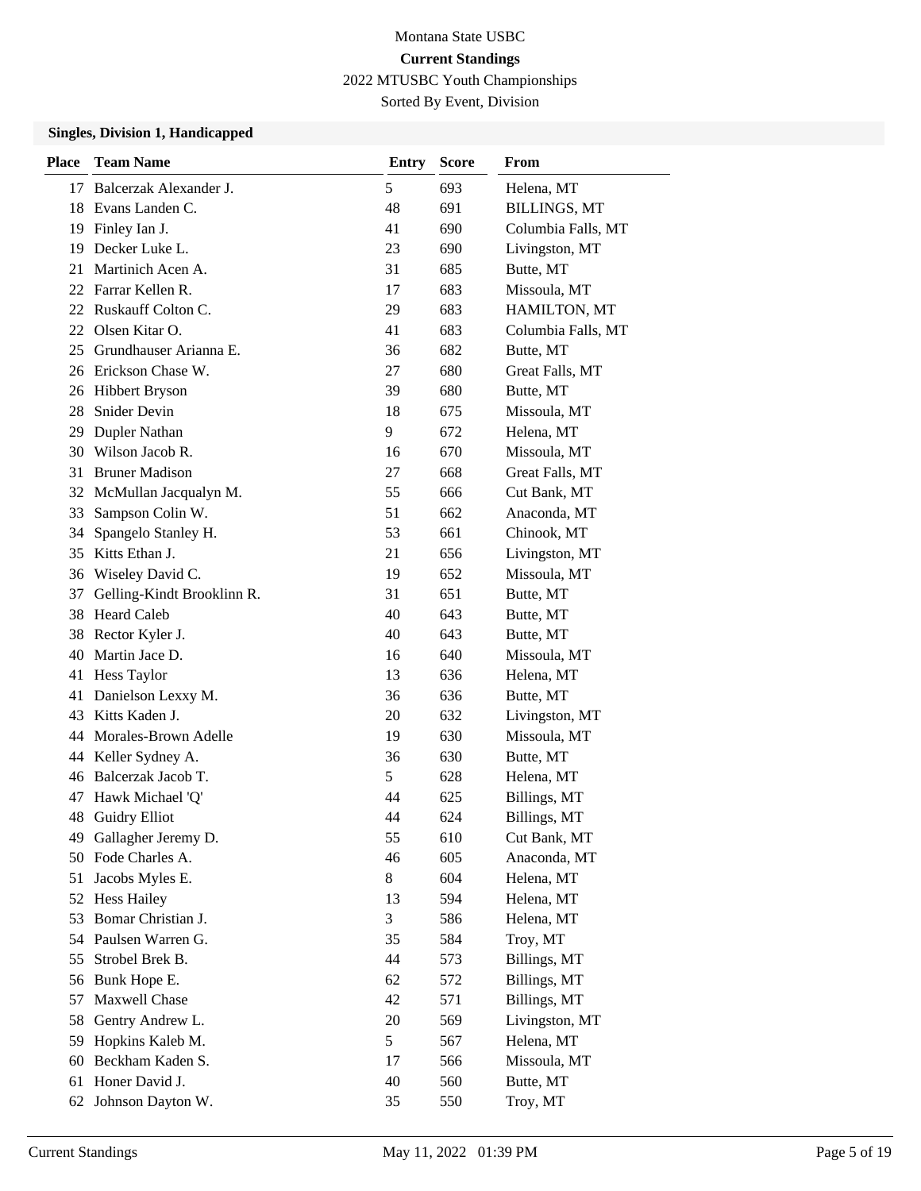Montana State USBC

**Current Standings**

2022 MTUSBC Youth Championships

Sorted By Event, Division

### Singles, Division 1, Handicapped

| Place | Team Name | Entry | Score | From |
|---|---|---|---|---|
| 17 | Balcerzak Alexander J. | 5 | 693 | Helena, MT |
| 18 | Evans Landen C. | 48 | 691 | BILLINGS, MT |
| 19 | Finley Ian J. | 41 | 690 | Columbia Falls, MT |
| 19 | Decker Luke L. | 23 | 690 | Livingston, MT |
| 21 | Martinich Acen A. | 31 | 685 | Butte, MT |
| 22 | Farrar Kellen R. | 17 | 683 | Missoula, MT |
| 22 | Ruskauff Colton C. | 29 | 683 | HAMILTON, MT |
| 22 | Olsen Kitar O. | 41 | 683 | Columbia Falls, MT |
| 25 | Grundhauser Arianna E. | 36 | 682 | Butte, MT |
| 26 | Erickson Chase W. | 27 | 680 | Great Falls, MT |
| 26 | Hibbert Bryson | 39 | 680 | Butte, MT |
| 28 | Snider Devin | 18 | 675 | Missoula, MT |
| 29 | Dupler Nathan | 9 | 672 | Helena, MT |
| 30 | Wilson Jacob R. | 16 | 670 | Missoula, MT |
| 31 | Bruner Madison | 27 | 668 | Great Falls, MT |
| 32 | McMullan Jacqualyn M. | 55 | 666 | Cut Bank, MT |
| 33 | Sampson Colin W. | 51 | 662 | Anaconda, MT |
| 34 | Spangelo Stanley H. | 53 | 661 | Chinook, MT |
| 35 | Kitts Ethan J. | 21 | 656 | Livingston, MT |
| 36 | Wiseley David C. | 19 | 652 | Missoula, MT |
| 37 | Gelling-Kindt Brooklinn R. | 31 | 651 | Butte, MT |
| 38 | Heard Caleb | 40 | 643 | Butte, MT |
| 38 | Rector Kyler J. | 40 | 643 | Butte, MT |
| 40 | Martin Jace D. | 16 | 640 | Missoula, MT |
| 41 | Hess Taylor | 13 | 636 | Helena, MT |
| 41 | Danielson Lexxy M. | 36 | 636 | Butte, MT |
| 43 | Kitts Kaden J. | 20 | 632 | Livingston, MT |
| 44 | Morales-Brown Adelle | 19 | 630 | Missoula, MT |
| 44 | Keller Sydney A. | 36 | 630 | Butte, MT |
| 46 | Balcerzak Jacob T. | 5 | 628 | Helena, MT |
| 47 | Hawk Michael 'Q' | 44 | 625 | Billings, MT |
| 48 | Guidry Elliot | 44 | 624 | Billings, MT |
| 49 | Gallagher Jeremy D. | 55 | 610 | Cut Bank, MT |
| 50 | Fode Charles A. | 46 | 605 | Anaconda, MT |
| 51 | Jacobs Myles E. | 8 | 604 | Helena, MT |
| 52 | Hess Hailey | 13 | 594 | Helena, MT |
| 53 | Bomar Christian J. | 3 | 586 | Helena, MT |
| 54 | Paulsen Warren G. | 35 | 584 | Troy, MT |
| 55 | Strobel Brek B. | 44 | 573 | Billings, MT |
| 56 | Bunk Hope E. | 62 | 572 | Billings, MT |
| 57 | Maxwell Chase | 42 | 571 | Billings, MT |
| 58 | Gentry Andrew L. | 20 | 569 | Livingston, MT |
| 59 | Hopkins Kaleb M. | 5 | 567 | Helena, MT |
| 60 | Beckham Kaden S. | 17 | 566 | Missoula, MT |
| 61 | Honer David J. | 40 | 560 | Butte, MT |
| 62 | Johnson Dayton W. | 35 | 550 | Troy, MT |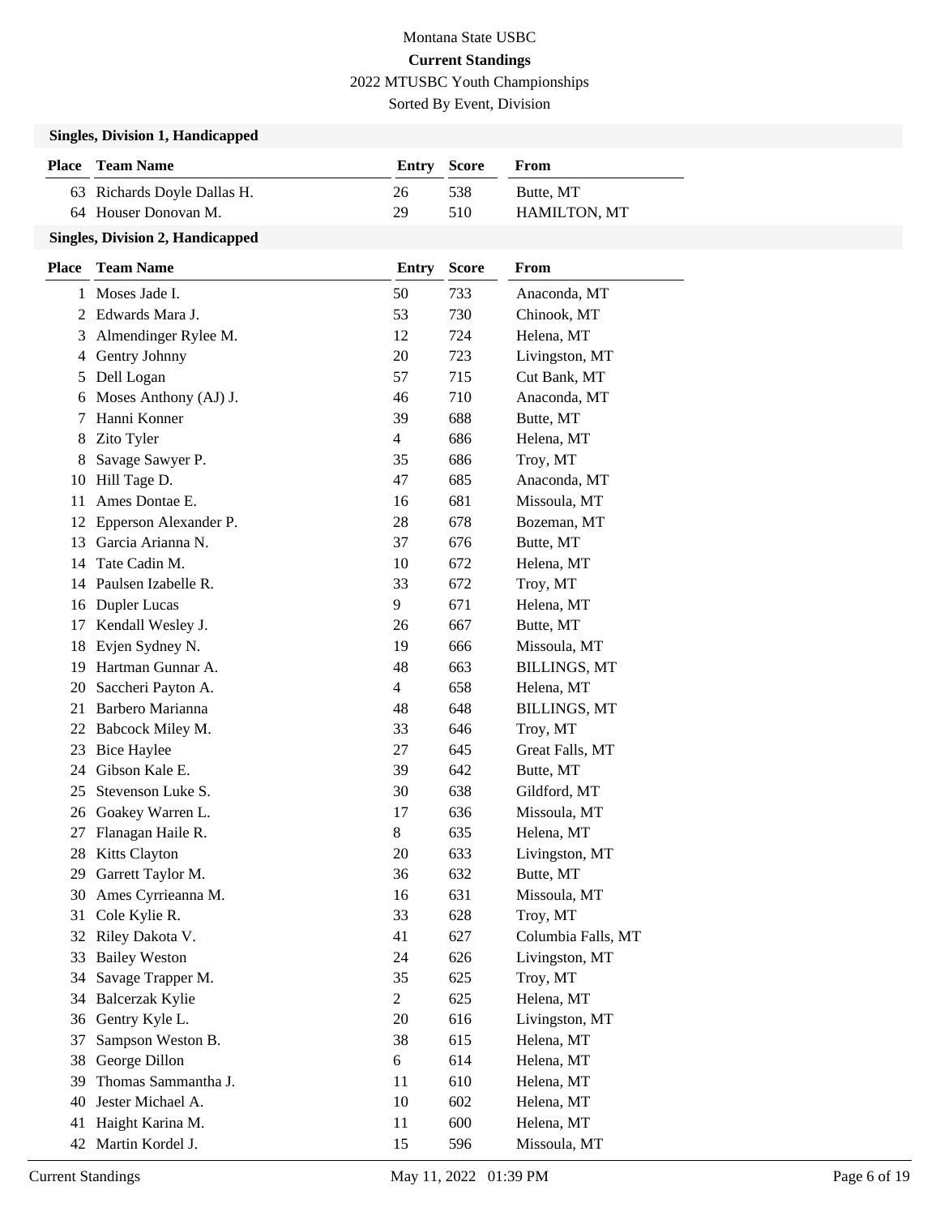Montana State USBC

**Current Standings**

2022 MTUSBC Youth Championships

Sorted By Event, Division

### Singles, Division 1, Handicapped

| Place | Team Name | Entry | Score | From |
|---|---|---|---|---|
| 63 | Richards Doyle Dallas H. | 26 | 538 | Butte, MT |
| 64 | Houser Donovan M. | 29 | 510 | HAMILTON, MT |

### Singles, Division 2, Handicapped

| Place | Team Name | Entry | Score | From |
|---|---|---|---|---|
| 1 | Moses Jade I. | 50 | 733 | Anaconda, MT |
| 2 | Edwards Mara J. | 53 | 730 | Chinook, MT |
| 3 | Almendinger Rylee M. | 12 | 724 | Helena, MT |
| 4 | Gentry Johnny | 20 | 723 | Livingston, MT |
| 5 | Dell Logan | 57 | 715 | Cut Bank, MT |
| 6 | Moses Anthony (AJ) J. | 46 | 710 | Anaconda, MT |
| 7 | Hanni Konner | 39 | 688 | Butte, MT |
| 8 | Zito Tyler | 4 | 686 | Helena, MT |
| 8 | Savage Sawyer P. | 35 | 686 | Troy, MT |
| 10 | Hill Tage D. | 47 | 685 | Anaconda, MT |
| 11 | Ames Dontae E. | 16 | 681 | Missoula, MT |
| 12 | Epperson Alexander P. | 28 | 678 | Bozeman, MT |
| 13 | Garcia Arianna N. | 37 | 676 | Butte, MT |
| 14 | Tate Cadin M. | 10 | 672 | Helena, MT |
| 14 | Paulsen Izabelle R. | 33 | 672 | Troy, MT |
| 16 | Dupler Lucas | 9 | 671 | Helena, MT |
| 17 | Kendall Wesley J. | 26 | 667 | Butte, MT |
| 18 | Evjen Sydney N. | 19 | 666 | Missoula, MT |
| 19 | Hartman Gunnar A. | 48 | 663 | BILLINGS, MT |
| 20 | Saccheri Payton A. | 4 | 658 | Helena, MT |
| 21 | Barbero Marianna | 48 | 648 | BILLINGS, MT |
| 22 | Babcock Miley M. | 33 | 646 | Troy, MT |
| 23 | Bice Haylee | 27 | 645 | Great Falls, MT |
| 24 | Gibson Kale E. | 39 | 642 | Butte, MT |
| 25 | Stevenson Luke S. | 30 | 638 | Gildford, MT |
| 26 | Goakey Warren L. | 17 | 636 | Missoula, MT |
| 27 | Flanagan Haile R. | 8 | 635 | Helena, MT |
| 28 | Kitts Clayton | 20 | 633 | Livingston, MT |
| 29 | Garrett Taylor M. | 36 | 632 | Butte, MT |
| 30 | Ames Cyrrieanna M. | 16 | 631 | Missoula, MT |
| 31 | Cole Kylie R. | 33 | 628 | Troy, MT |
| 32 | Riley Dakota V. | 41 | 627 | Columbia Falls, MT |
| 33 | Bailey Weston | 24 | 626 | Livingston, MT |
| 34 | Savage Trapper M. | 35 | 625 | Troy, MT |
| 34 | Balcerzak Kylie | 2 | 625 | Helena, MT |
| 36 | Gentry Kyle L. | 20 | 616 | Livingston, MT |
| 37 | Sampson Weston B. | 38 | 615 | Helena, MT |
| 38 | George Dillon | 6 | 614 | Helena, MT |
| 39 | Thomas Sammantha J. | 11 | 610 | Helena, MT |
| 40 | Jester Michael A. | 10 | 602 | Helena, MT |
| 41 | Haight Karina M. | 11 | 600 | Helena, MT |
| 42 | Martin Kordel J. | 15 | 596 | Missoula, MT |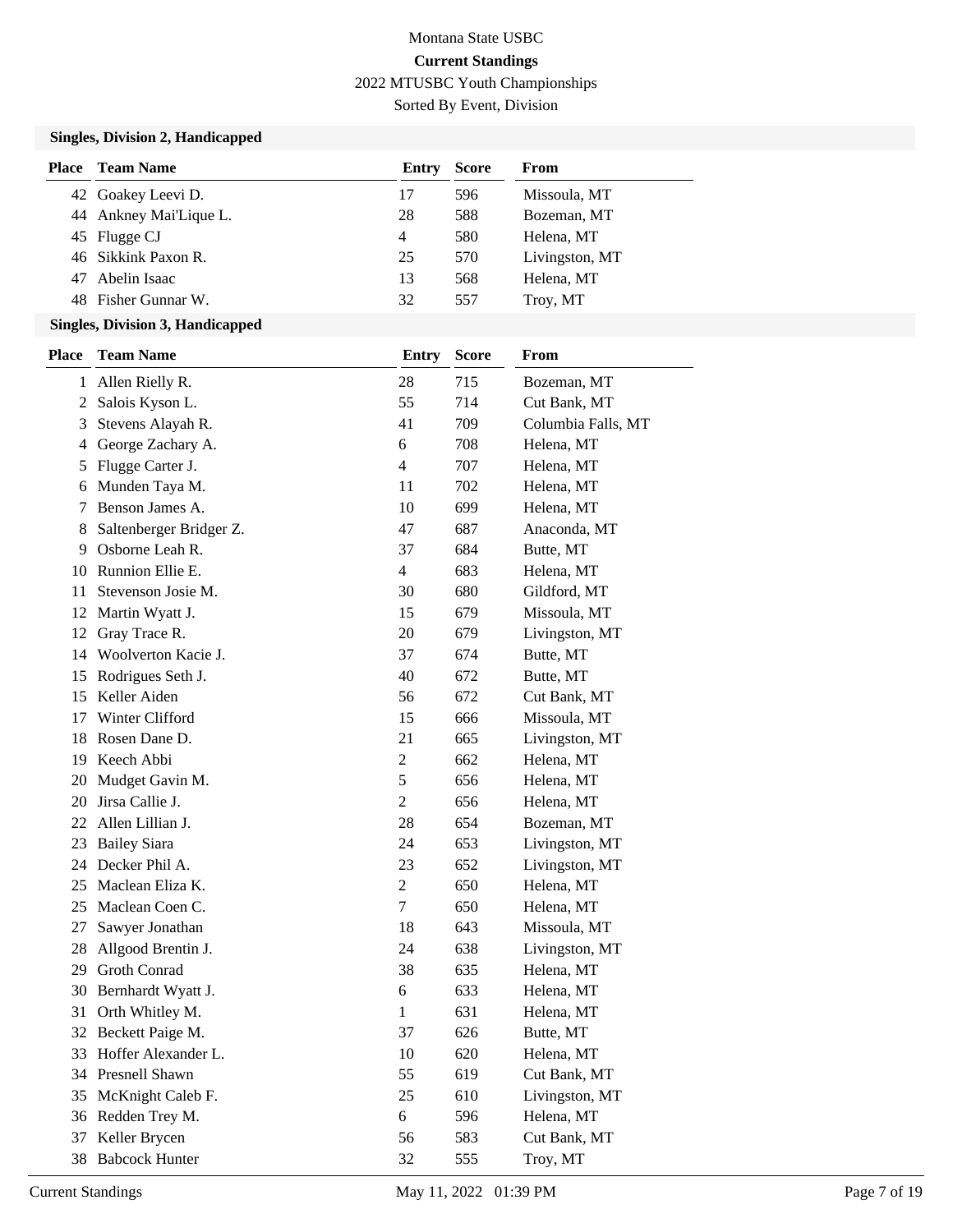Montana State USBC

**Current Standings**

2022 MTUSBC Youth Championships

Sorted By Event, Division

### Singles, Division 2, Handicapped

| Place | Team Name | Entry | Score | From |
|---|---|---|---|---|
| 42 | Goakey Leevi D. | 17 | 596 | Missoula, MT |
| 44 | Ankney Mai'Lique L. | 28 | 588 | Bozeman, MT |
| 45 | Flugge CJ | 4 | 580 | Helena, MT |
| 46 | Sikkink Paxon R. | 25 | 570 | Livingston, MT |
| 47 | Abelin Isaac | 13 | 568 | Helena, MT |
| 48 | Fisher Gunnar W. | 32 | 557 | Troy, MT |

### Singles, Division 3, Handicapped

| Place | Team Name | Entry | Score | From |
|---|---|---|---|---|
| 1 | Allen Rielly R. | 28 | 715 | Bozeman, MT |
| 2 | Salois Kyson L. | 55 | 714 | Cut Bank, MT |
| 3 | Stevens Alayah R. | 41 | 709 | Columbia Falls, MT |
| 4 | George Zachary A. | 6 | 708 | Helena, MT |
| 5 | Flugge Carter J. | 4 | 707 | Helena, MT |
| 6 | Munden Taya M. | 11 | 702 | Helena, MT |
| 7 | Benson James A. | 10 | 699 | Helena, MT |
| 8 | Saltenberger Bridger Z. | 47 | 687 | Anaconda, MT |
| 9 | Osborne Leah R. | 37 | 684 | Butte, MT |
| 10 | Runnion Ellie E. | 4 | 683 | Helena, MT |
| 11 | Stevenson Josie M. | 30 | 680 | Gildford, MT |
| 12 | Martin Wyatt J. | 15 | 679 | Missoula, MT |
| 12 | Gray Trace R. | 20 | 679 | Livingston, MT |
| 14 | Woolverton Kacie J. | 37 | 674 | Butte, MT |
| 15 | Rodrigues Seth J. | 40 | 672 | Butte, MT |
| 15 | Keller Aiden | 56 | 672 | Cut Bank, MT |
| 17 | Winter Clifford | 15 | 666 | Missoula, MT |
| 18 | Rosen Dane D. | 21 | 665 | Livingston, MT |
| 19 | Keech Abbi | 2 | 662 | Helena, MT |
| 20 | Mudget Gavin M. | 5 | 656 | Helena, MT |
| 20 | Jirsa Callie J. | 2 | 656 | Helena, MT |
| 22 | Allen Lillian J. | 28 | 654 | Bozeman, MT |
| 23 | Bailey Siara | 24 | 653 | Livingston, MT |
| 24 | Decker Phil A. | 23 | 652 | Livingston, MT |
| 25 | Maclean Eliza K. | 2 | 650 | Helena, MT |
| 25 | Maclean Coen C. | 7 | 650 | Helena, MT |
| 27 | Sawyer Jonathan | 18 | 643 | Missoula, MT |
| 28 | Allgood Brentin J. | 24 | 638 | Livingston, MT |
| 29 | Groth Conrad | 38 | 635 | Helena, MT |
| 30 | Bernhardt Wyatt J. | 6 | 633 | Helena, MT |
| 31 | Orth Whitley M. | 1 | 631 | Helena, MT |
| 32 | Beckett Paige M. | 37 | 626 | Butte, MT |
| 33 | Hoffer Alexander L. | 10 | 620 | Helena, MT |
| 34 | Presnell Shawn | 55 | 619 | Cut Bank, MT |
| 35 | McKnight Caleb F. | 25 | 610 | Livingston, MT |
| 36 | Redden Trey M. | 6 | 596 | Helena, MT |
| 37 | Keller Brycen | 56 | 583 | Cut Bank, MT |
| 38 | Babcock Hunter | 32 | 555 | Troy, MT |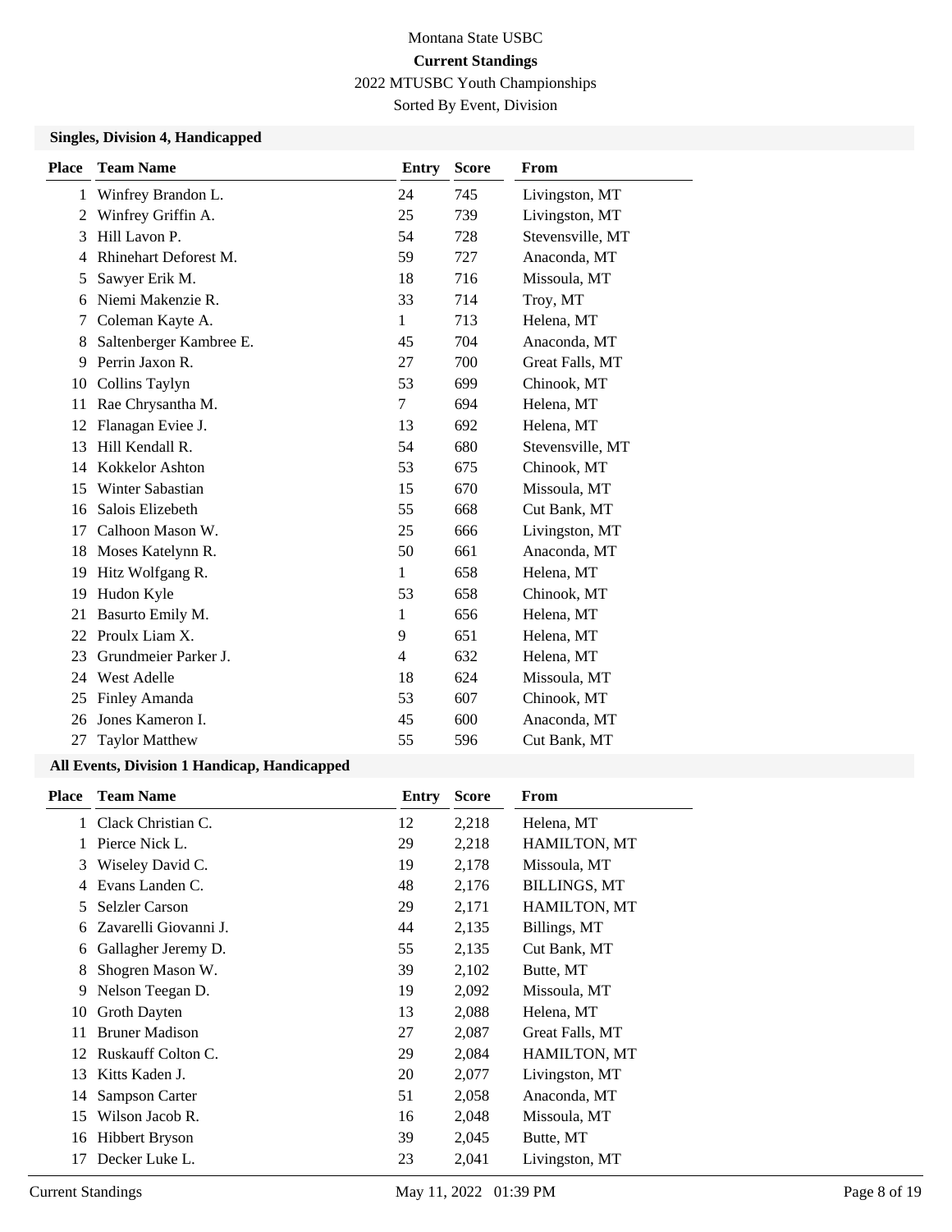Montana State USBC

**Current Standings**

2022 MTUSBC Youth Championships

Sorted By Event, Division

### Singles, Division 4, Handicapped

| Place | Team Name | Entry | Score | From |
|---|---|---|---|---|
| 1 | Winfrey Brandon L. | 24 | 745 | Livingston, MT |
| 2 | Winfrey Griffin A. | 25 | 739 | Livingston, MT |
| 3 | Hill Lavon P. | 54 | 728 | Stevensville, MT |
| 4 | Rhinehart Deforest M. | 59 | 727 | Anaconda, MT |
| 5 | Sawyer Erik M. | 18 | 716 | Missoula, MT |
| 6 | Niemi Makenzie R. | 33 | 714 | Troy, MT |
| 7 | Coleman Kayte A. | 1 | 713 | Helena, MT |
| 8 | Saltenberger Kambree E. | 45 | 704 | Anaconda, MT |
| 9 | Perrin Jaxon R. | 27 | 700 | Great Falls, MT |
| 10 | Collins Taylyn | 53 | 699 | Chinook, MT |
| 11 | Rae Chrysantha M. | 7 | 694 | Helena, MT |
| 12 | Flanagan Eviee J. | 13 | 692 | Helena, MT |
| 13 | Hill Kendall R. | 54 | 680 | Stevensville, MT |
| 14 | Kokkelor Ashton | 53 | 675 | Chinook, MT |
| 15 | Winter Sabastian | 15 | 670 | Missoula, MT |
| 16 | Salois Elizebeth | 55 | 668 | Cut Bank, MT |
| 17 | Calhoon Mason W. | 25 | 666 | Livingston, MT |
| 18 | Moses Katelynn R. | 50 | 661 | Anaconda, MT |
| 19 | Hitz Wolfgang R. | 1 | 658 | Helena, MT |
| 19 | Hudon Kyle | 53 | 658 | Chinook, MT |
| 21 | Basurto Emily M. | 1 | 656 | Helena, MT |
| 22 | Proulx Liam X. | 9 | 651 | Helena, MT |
| 23 | Grundmeier Parker J. | 4 | 632 | Helena, MT |
| 24 | West Adelle | 18 | 624 | Missoula, MT |
| 25 | Finley Amanda | 53 | 607 | Chinook, MT |
| 26 | Jones Kameron I. | 45 | 600 | Anaconda, MT |
| 27 | Taylor Matthew | 55 | 596 | Cut Bank, MT |

### All Events, Division 1 Handicap, Handicapped

| Place | Team Name | Entry | Score | From |
|---|---|---|---|---|
| 1 | Clack Christian C. | 12 | 2,218 | Helena, MT |
| 1 | Pierce Nick L. | 29 | 2,218 | HAMILTON, MT |
| 3 | Wiseley David C. | 19 | 2,178 | Missoula, MT |
| 4 | Evans Landen C. | 48 | 2,176 | BILLINGS, MT |
| 5 | Selzler Carson | 29 | 2,171 | HAMILTON, MT |
| 6 | Zavarelli Giovanni J. | 44 | 2,135 | Billings, MT |
| 6 | Gallagher Jeremy D. | 55 | 2,135 | Cut Bank, MT |
| 8 | Shogren Mason W. | 39 | 2,102 | Butte, MT |
| 9 | Nelson Teegan D. | 19 | 2,092 | Missoula, MT |
| 10 | Groth Dayten | 13 | 2,088 | Helena, MT |
| 11 | Bruner Madison | 27 | 2,087 | Great Falls, MT |
| 12 | Ruskauff Colton C. | 29 | 2,084 | HAMILTON, MT |
| 13 | Kitts Kaden J. | 20 | 2,077 | Livingston, MT |
| 14 | Sampson Carter | 51 | 2,058 | Anaconda, MT |
| 15 | Wilson Jacob R. | 16 | 2,048 | Missoula, MT |
| 16 | Hibbert Bryson | 39 | 2,045 | Butte, MT |
| 17 | Decker Luke L. | 23 | 2,041 | Livingston, MT |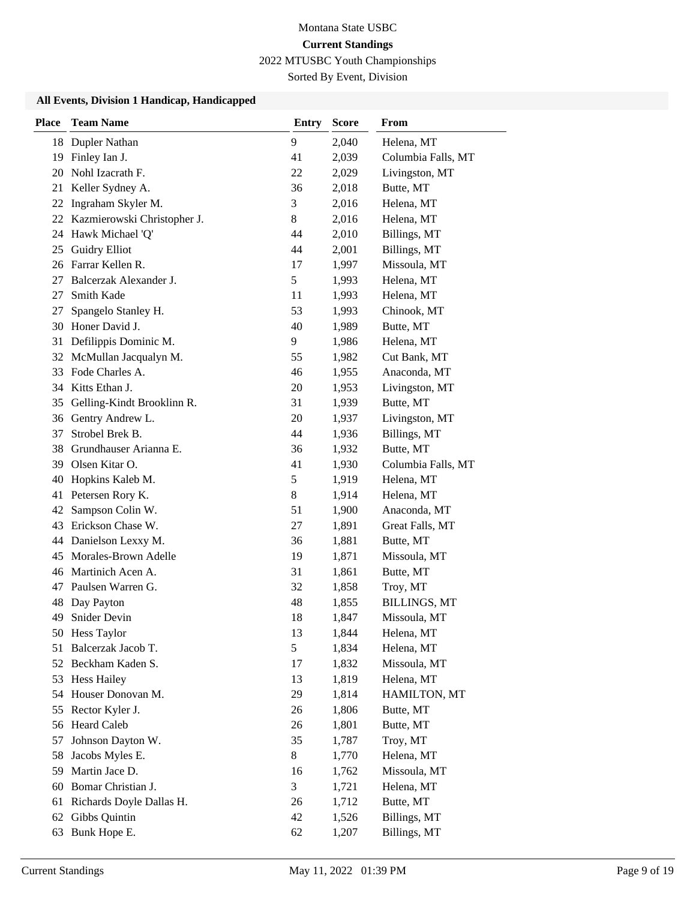Montana State USBC

**Current Standings**

2022 MTUSBC Youth Championships

Sorted By Event, Division

### All Events, Division 1 Handicap, Handicapped

| Place | Team Name | Entry | Score | From |
|---|---|---|---|---|
| 18 | Dupler Nathan | 9 | 2,040 | Helena, MT |
| 19 | Finley Ian J. | 41 | 2,039 | Columbia Falls, MT |
| 20 | Nohl Izacrath F. | 22 | 2,029 | Livingston, MT |
| 21 | Keller Sydney A. | 36 | 2,018 | Butte, MT |
| 22 | Ingraham Skyler M. | 3 | 2,016 | Helena, MT |
| 22 | Kazmierowski Christopher J. | 8 | 2,016 | Helena, MT |
| 24 | Hawk Michael 'Q' | 44 | 2,010 | Billings, MT |
| 25 | Guidry Elliot | 44 | 2,001 | Billings, MT |
| 26 | Farrar Kellen R. | 17 | 1,997 | Missoula, MT |
| 27 | Balcerzak Alexander J. | 5 | 1,993 | Helena, MT |
| 27 | Smith Kade | 11 | 1,993 | Helena, MT |
| 27 | Spangelo Stanley H. | 53 | 1,993 | Chinook, MT |
| 30 | Honer David J. | 40 | 1,989 | Butte, MT |
| 31 | Defilippis Dominic M. | 9 | 1,986 | Helena, MT |
| 32 | McMullan Jacqualyn M. | 55 | 1,982 | Cut Bank, MT |
| 33 | Fode Charles A. | 46 | 1,955 | Anaconda, MT |
| 34 | Kitts Ethan J. | 20 | 1,953 | Livingston, MT |
| 35 | Gelling-Kindt Brooklinn R. | 31 | 1,939 | Butte, MT |
| 36 | Gentry Andrew L. | 20 | 1,937 | Livingston, MT |
| 37 | Strobel Brek B. | 44 | 1,936 | Billings, MT |
| 38 | Grundhauser Arianna E. | 36 | 1,932 | Butte, MT |
| 39 | Olsen Kitar O. | 41 | 1,930 | Columbia Falls, MT |
| 40 | Hopkins Kaleb M. | 5 | 1,919 | Helena, MT |
| 41 | Petersen Rory K. | 8 | 1,914 | Helena, MT |
| 42 | Sampson Colin W. | 51 | 1,900 | Anaconda, MT |
| 43 | Erickson Chase W. | 27 | 1,891 | Great Falls, MT |
| 44 | Danielson Lexxy M. | 36 | 1,881 | Butte, MT |
| 45 | Morales-Brown Adelle | 19 | 1,871 | Missoula, MT |
| 46 | Martinich Acen A. | 31 | 1,861 | Butte, MT |
| 47 | Paulsen Warren G. | 32 | 1,858 | Troy, MT |
| 48 | Day Payton | 48 | 1,855 | BILLINGS, MT |
| 49 | Snider Devin | 18 | 1,847 | Missoula, MT |
| 50 | Hess Taylor | 13 | 1,844 | Helena, MT |
| 51 | Balcerzak Jacob T. | 5 | 1,834 | Helena, MT |
| 52 | Beckham Kaden S. | 17 | 1,832 | Missoula, MT |
| 53 | Hess Hailey | 13 | 1,819 | Helena, MT |
| 54 | Houser Donovan M. | 29 | 1,814 | HAMILTON, MT |
| 55 | Rector Kyler J. | 26 | 1,806 | Butte, MT |
| 56 | Heard Caleb | 26 | 1,801 | Butte, MT |
| 57 | Johnson Dayton W. | 35 | 1,787 | Troy, MT |
| 58 | Jacobs Myles E. | 8 | 1,770 | Helena, MT |
| 59 | Martin Jace D. | 16 | 1,762 | Missoula, MT |
| 60 | Bomar Christian J. | 3 | 1,721 | Helena, MT |
| 61 | Richards Doyle Dallas H. | 26 | 1,712 | Butte, MT |
| 62 | Gibbs Quintin | 42 | 1,526 | Billings, MT |
| 63 | Bunk Hope E. | 62 | 1,207 | Billings, MT |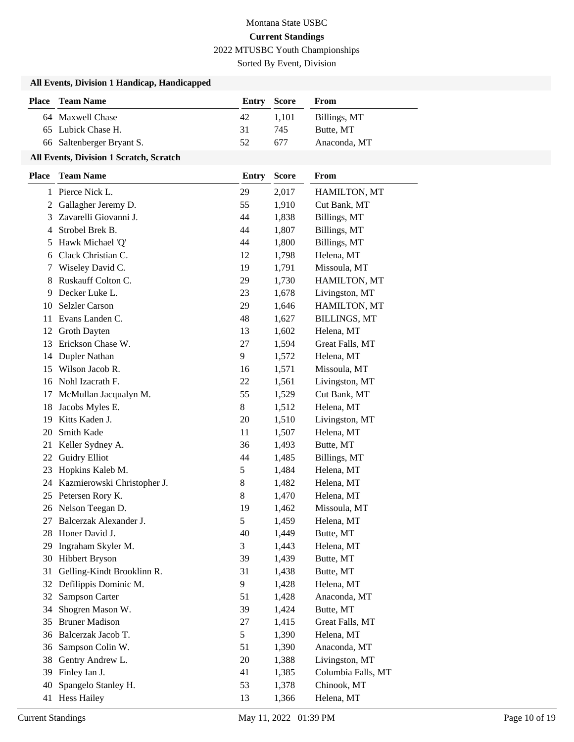Montana State USBC

**Current Standings**

2022 MTUSBC Youth Championships

Sorted By Event, Division

### All Events, Division 1 Handicap, Handicapped

| Place | Team Name | Entry | Score | From |
|---|---|---|---|---|
| 64 | Maxwell Chase | 42 | 1,101 | Billings, MT |
| 65 | Lubick Chase H. | 31 | 745 | Butte, MT |
| 66 | Saltenberger Bryant S. | 52 | 677 | Anaconda, MT |

### All Events, Division 1 Scratch, Scratch

| Place | Team Name | Entry | Score | From |
|---|---|---|---|---|
| 1 | Pierce Nick L. | 29 | 2,017 | HAMILTON, MT |
| 2 | Gallagher Jeremy D. | 55 | 1,910 | Cut Bank, MT |
| 3 | Zavarelli Giovanni J. | 44 | 1,838 | Billings, MT |
| 4 | Strobel Brek B. | 44 | 1,807 | Billings, MT |
| 5 | Hawk Michael 'Q' | 44 | 1,800 | Billings, MT |
| 6 | Clack Christian C. | 12 | 1,798 | Helena, MT |
| 7 | Wiseley David C. | 19 | 1,791 | Missoula, MT |
| 8 | Ruskauff Colton C. | 29 | 1,730 | HAMILTON, MT |
| 9 | Decker Luke L. | 23 | 1,678 | Livingston, MT |
| 10 | Selzler Carson | 29 | 1,646 | HAMILTON, MT |
| 11 | Evans Landen C. | 48 | 1,627 | BILLINGS, MT |
| 12 | Groth Dayten | 13 | 1,602 | Helena, MT |
| 13 | Erickson Chase W. | 27 | 1,594 | Great Falls, MT |
| 14 | Dupler Nathan | 9 | 1,572 | Helena, MT |
| 15 | Wilson Jacob R. | 16 | 1,571 | Missoula, MT |
| 16 | Nohl Izacrath F. | 22 | 1,561 | Livingston, MT |
| 17 | McMullan Jacqualyn M. | 55 | 1,529 | Cut Bank, MT |
| 18 | Jacobs Myles E. | 8 | 1,512 | Helena, MT |
| 19 | Kitts Kaden J. | 20 | 1,510 | Livingston, MT |
| 20 | Smith Kade | 11 | 1,507 | Helena, MT |
| 21 | Keller Sydney A. | 36 | 1,493 | Butte, MT |
| 22 | Guidry Elliot | 44 | 1,485 | Billings, MT |
| 23 | Hopkins Kaleb M. | 5 | 1,484 | Helena, MT |
| 24 | Kazmierowski Christopher J. | 8 | 1,482 | Helena, MT |
| 25 | Petersen Rory K. | 8 | 1,470 | Helena, MT |
| 26 | Nelson Teegan D. | 19 | 1,462 | Missoula, MT |
| 27 | Balcerzak Alexander J. | 5 | 1,459 | Helena, MT |
| 28 | Honer David J. | 40 | 1,449 | Butte, MT |
| 29 | Ingraham Skyler M. | 3 | 1,443 | Helena, MT |
| 30 | Hibbert Bryson | 39 | 1,439 | Butte, MT |
| 31 | Gelling-Kindt Brooklinn R. | 31 | 1,438 | Butte, MT |
| 32 | Defilippis Dominic M. | 9 | 1,428 | Helena, MT |
| 32 | Sampson Carter | 51 | 1,428 | Anaconda, MT |
| 34 | Shogren Mason W. | 39 | 1,424 | Butte, MT |
| 35 | Bruner Madison | 27 | 1,415 | Great Falls, MT |
| 36 | Balcerzak Jacob T. | 5 | 1,390 | Helena, MT |
| 36 | Sampson Colin W. | 51 | 1,390 | Anaconda, MT |
| 38 | Gentry Andrew L. | 20 | 1,388 | Livingston, MT |
| 39 | Finley Ian J. | 41 | 1,385 | Columbia Falls, MT |
| 40 | Spangelo Stanley H. | 53 | 1,378 | Chinook, MT |
| 41 | Hess Hailey | 13 | 1,366 | Helena, MT |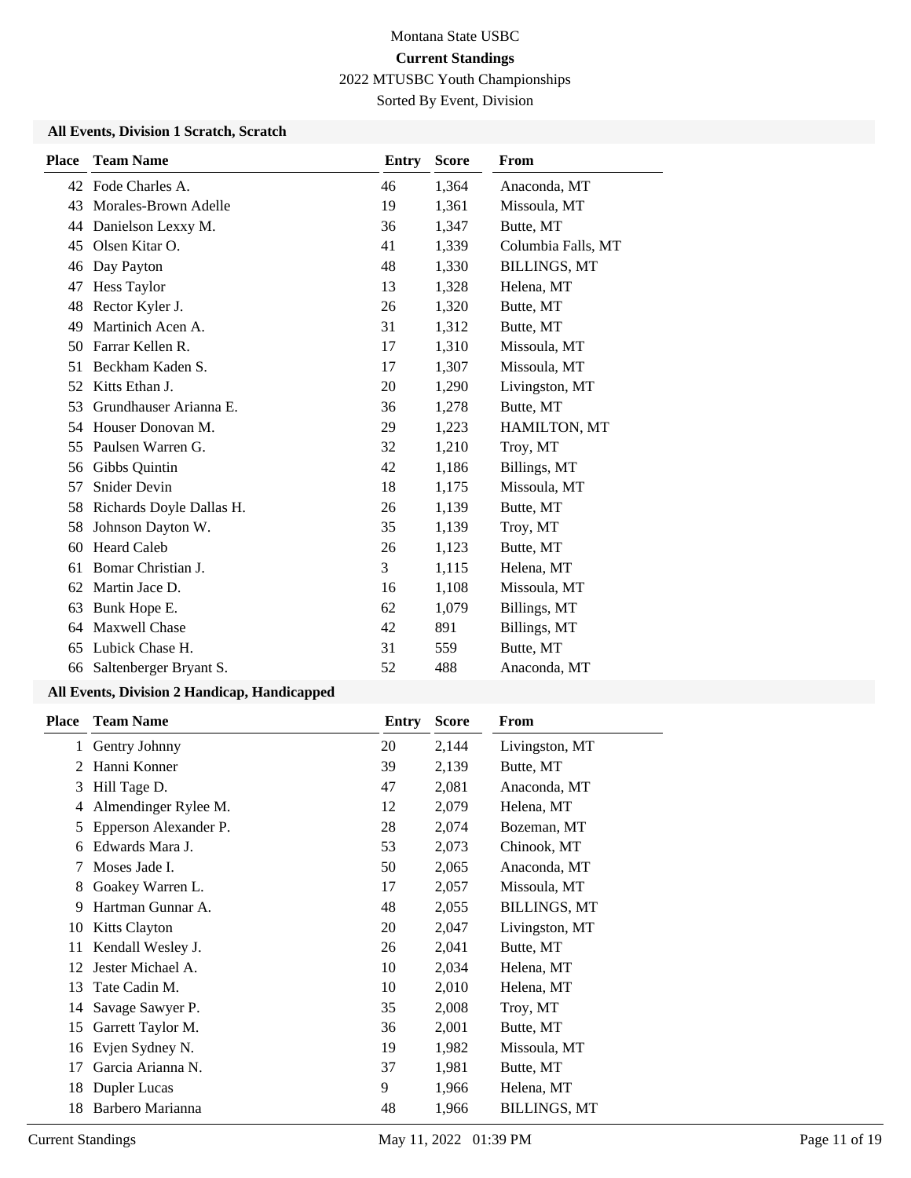Montana State USBC

**Current Standings**

2022 MTUSBC Youth Championships

Sorted By Event, Division

### All Events, Division 1 Scratch, Scratch

| Place | Team Name | Entry | Score | From |
|---|---|---|---|---|
| 42 | Fode Charles A. | 46 | 1,364 | Anaconda, MT |
| 43 | Morales-Brown Adelle | 19 | 1,361 | Missoula, MT |
| 44 | Danielson Lexxy M. | 36 | 1,347 | Butte, MT |
| 45 | Olsen Kitar O. | 41 | 1,339 | Columbia Falls, MT |
| 46 | Day Payton | 48 | 1,330 | BILLINGS, MT |
| 47 | Hess Taylor | 13 | 1,328 | Helena, MT |
| 48 | Rector Kyler J. | 26 | 1,320 | Butte, MT |
| 49 | Martinich Acen A. | 31 | 1,312 | Butte, MT |
| 50 | Farrar Kellen R. | 17 | 1,310 | Missoula, MT |
| 51 | Beckham Kaden S. | 17 | 1,307 | Missoula, MT |
| 52 | Kitts Ethan J. | 20 | 1,290 | Livingston, MT |
| 53 | Grundhauser Arianna E. | 36 | 1,278 | Butte, MT |
| 54 | Houser Donovan M. | 29 | 1,223 | HAMILTON, MT |
| 55 | Paulsen Warren G. | 32 | 1,210 | Troy, MT |
| 56 | Gibbs Quintin | 42 | 1,186 | Billings, MT |
| 57 | Snider Devin | 18 | 1,175 | Missoula, MT |
| 58 | Richards Doyle Dallas H. | 26 | 1,139 | Butte, MT |
| 58 | Johnson Dayton W. | 35 | 1,139 | Troy, MT |
| 60 | Heard Caleb | 26 | 1,123 | Butte, MT |
| 61 | Bomar Christian J. | 3 | 1,115 | Helena, MT |
| 62 | Martin Jace D. | 16 | 1,108 | Missoula, MT |
| 63 | Bunk Hope E. | 62 | 1,079 | Billings, MT |
| 64 | Maxwell Chase | 42 | 891 | Billings, MT |
| 65 | Lubick Chase H. | 31 | 559 | Butte, MT |
| 66 | Saltenberger Bryant S. | 52 | 488 | Anaconda, MT |

### All Events, Division 2 Handicap, Handicapped

| Place | Team Name | Entry | Score | From |
|---|---|---|---|---|
| 1 | Gentry Johnny | 20 | 2,144 | Livingston, MT |
| 2 | Hanni Konner | 39 | 2,139 | Butte, MT |
| 3 | Hill Tage D. | 47 | 2,081 | Anaconda, MT |
| 4 | Almendinger Rylee M. | 12 | 2,079 | Helena, MT |
| 5 | Epperson Alexander P. | 28 | 2,074 | Bozeman, MT |
| 6 | Edwards Mara J. | 53 | 2,073 | Chinook, MT |
| 7 | Moses Jade I. | 50 | 2,065 | Anaconda, MT |
| 8 | Goakey Warren L. | 17 | 2,057 | Missoula, MT |
| 9 | Hartman Gunnar A. | 48 | 2,055 | BILLINGS, MT |
| 10 | Kitts Clayton | 20 | 2,047 | Livingston, MT |
| 11 | Kendall Wesley J. | 26 | 2,041 | Butte, MT |
| 12 | Jester Michael A. | 10 | 2,034 | Helena, MT |
| 13 | Tate Cadin M. | 10 | 2,010 | Helena, MT |
| 14 | Savage Sawyer P. | 35 | 2,008 | Troy, MT |
| 15 | Garrett Taylor M. | 36 | 2,001 | Butte, MT |
| 16 | Evjen Sydney N. | 19 | 1,982 | Missoula, MT |
| 17 | Garcia Arianna N. | 37 | 1,981 | Butte, MT |
| 18 | Dupler Lucas | 9 | 1,966 | Helena, MT |
| 18 | Barbero Marianna | 48 | 1,966 | BILLINGS, MT |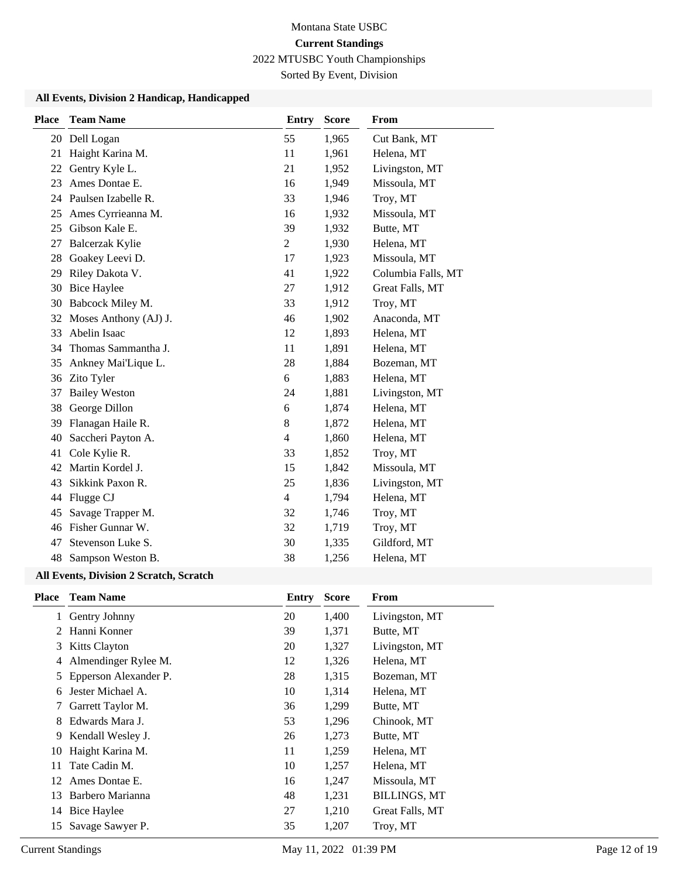Montana State USBC

**Current Standings**

2022 MTUSBC Youth Championships

Sorted By Event, Division

### All Events, Division 2 Handicap, Handicapped

| Place | Team Name | Entry | Score | From |
|---|---|---|---|---|
| 20 | Dell Logan | 55 | 1,965 | Cut Bank, MT |
| 21 | Haight Karina M. | 11 | 1,961 | Helena, MT |
| 22 | Gentry Kyle L. | 21 | 1,952 | Livingston, MT |
| 23 | Ames Dontae E. | 16 | 1,949 | Missoula, MT |
| 24 | Paulsen Izabelle R. | 33 | 1,946 | Troy, MT |
| 25 | Ames Cyrrieanna M. | 16 | 1,932 | Missoula, MT |
| 25 | Gibson Kale E. | 39 | 1,932 | Butte, MT |
| 27 | Balcerzak Kylie | 2 | 1,930 | Helena, MT |
| 28 | Goakey Leevi D. | 17 | 1,923 | Missoula, MT |
| 29 | Riley Dakota V. | 41 | 1,922 | Columbia Falls, MT |
| 30 | Bice Haylee | 27 | 1,912 | Great Falls, MT |
| 30 | Babcock Miley M. | 33 | 1,912 | Troy, MT |
| 32 | Moses Anthony (AJ) J. | 46 | 1,902 | Anaconda, MT |
| 33 | Abelin Isaac | 12 | 1,893 | Helena, MT |
| 34 | Thomas Sammantha J. | 11 | 1,891 | Helena, MT |
| 35 | Ankney Mai'Lique L. | 28 | 1,884 | Bozeman, MT |
| 36 | Zito Tyler | 6 | 1,883 | Helena, MT |
| 37 | Bailey Weston | 24 | 1,881 | Livingston, MT |
| 38 | George Dillon | 6 | 1,874 | Helena, MT |
| 39 | Flanagan Haile R. | 8 | 1,872 | Helena, MT |
| 40 | Saccheri Payton A. | 4 | 1,860 | Helena, MT |
| 41 | Cole Kylie R. | 33 | 1,852 | Troy, MT |
| 42 | Martin Kordel J. | 15 | 1,842 | Missoula, MT |
| 43 | Sikkink Paxon R. | 25 | 1,836 | Livingston, MT |
| 44 | Flugge CJ | 4 | 1,794 | Helena, MT |
| 45 | Savage Trapper M. | 32 | 1,746 | Troy, MT |
| 46 | Fisher Gunnar W. | 32 | 1,719 | Troy, MT |
| 47 | Stevenson Luke S. | 30 | 1,335 | Gildford, MT |
| 48 | Sampson Weston B. | 38 | 1,256 | Helena, MT |

### All Events, Division 2 Scratch, Scratch

| Place | Team Name | Entry | Score | From |
|---|---|---|---|---|
| 1 | Gentry Johnny | 20 | 1,400 | Livingston, MT |
| 2 | Hanni Konner | 39 | 1,371 | Butte, MT |
| 3 | Kitts Clayton | 20 | 1,327 | Livingston, MT |
| 4 | Almendinger Rylee M. | 12 | 1,326 | Helena, MT |
| 5 | Epperson Alexander P. | 28 | 1,315 | Bozeman, MT |
| 6 | Jester Michael A. | 10 | 1,314 | Helena, MT |
| 7 | Garrett Taylor M. | 36 | 1,299 | Butte, MT |
| 8 | Edwards Mara J. | 53 | 1,296 | Chinook, MT |
| 9 | Kendall Wesley J. | 26 | 1,273 | Butte, MT |
| 10 | Haight Karina M. | 11 | 1,259 | Helena, MT |
| 11 | Tate Cadin M. | 10 | 1,257 | Helena, MT |
| 12 | Ames Dontae E. | 16 | 1,247 | Missoula, MT |
| 13 | Barbero Marianna | 48 | 1,231 | BILLINGS, MT |
| 14 | Bice Haylee | 27 | 1,210 | Great Falls, MT |
| 15 | Savage Sawyer P. | 35 | 1,207 | Troy, MT |

Current Standings May 11, 2022 01:39 PM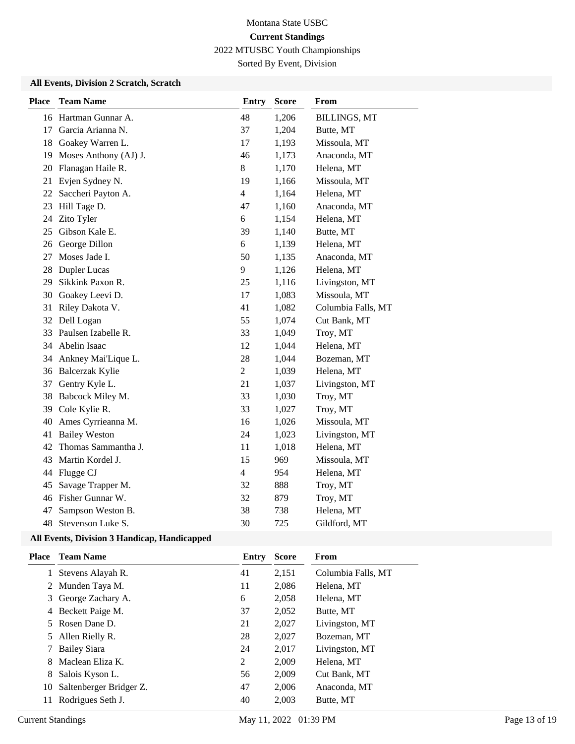Montana State USBC

**Current Standings**

2022 MTUSBC Youth Championships

Sorted By Event, Division

### All Events, Division 2 Scratch, Scratch

| Place | Team Name | Entry | Score | From |
|---|---|---|---|---|
| 16 | Hartman Gunnar A. | 48 | 1,206 | BILLINGS, MT |
| 17 | Garcia Arianna N. | 37 | 1,204 | Butte, MT |
| 18 | Goakey Warren L. | 17 | 1,193 | Missoula, MT |
| 19 | Moses Anthony (AJ) J. | 46 | 1,173 | Anaconda, MT |
| 20 | Flanagan Haile R. | 8 | 1,170 | Helena, MT |
| 21 | Evjen Sydney N. | 19 | 1,166 | Missoula, MT |
| 22 | Saccheri Payton A. | 4 | 1,164 | Helena, MT |
| 23 | Hill Tage D. | 47 | 1,160 | Anaconda, MT |
| 24 | Zito Tyler | 6 | 1,154 | Helena, MT |
| 25 | Gibson Kale E. | 39 | 1,140 | Butte, MT |
| 26 | George Dillon | 6 | 1,139 | Helena, MT |
| 27 | Moses Jade I. | 50 | 1,135 | Anaconda, MT |
| 28 | Dupler Lucas | 9 | 1,126 | Helena, MT |
| 29 | Sikkink Paxon R. | 25 | 1,116 | Livingston, MT |
| 30 | Goakey Leevi D. | 17 | 1,083 | Missoula, MT |
| 31 | Riley Dakota V. | 41 | 1,082 | Columbia Falls, MT |
| 32 | Dell Logan | 55 | 1,074 | Cut Bank, MT |
| 33 | Paulsen Izabelle R. | 33 | 1,049 | Troy, MT |
| 34 | Abelin Isaac | 12 | 1,044 | Helena, MT |
| 34 | Ankney Mai'Lique L. | 28 | 1,044 | Bozeman, MT |
| 36 | Balcerzak Kylie | 2 | 1,039 | Helena, MT |
| 37 | Gentry Kyle L. | 21 | 1,037 | Livingston, MT |
| 38 | Babcock Miley M. | 33 | 1,030 | Troy, MT |
| 39 | Cole Kylie R. | 33 | 1,027 | Troy, MT |
| 40 | Ames Cyrrieanna M. | 16 | 1,026 | Missoula, MT |
| 41 | Bailey Weston | 24 | 1,023 | Livingston, MT |
| 42 | Thomas Sammantha J. | 11 | 1,018 | Helena, MT |
| 43 | Martin Kordel J. | 15 | 969 | Missoula, MT |
| 44 | Flugge CJ | 4 | 954 | Helena, MT |
| 45 | Savage Trapper M. | 32 | 888 | Troy, MT |
| 46 | Fisher Gunnar W. | 32 | 879 | Troy, MT |
| 47 | Sampson Weston B. | 38 | 738 | Helena, MT |
| 48 | Stevenson Luke S. | 30 | 725 | Gildford, MT |

### All Events, Division 3 Handicap, Handicapped

| Place | Team Name | Entry | Score | From |
|---|---|---|---|---|
| 1 | Stevens Alayah R. | 41 | 2,151 | Columbia Falls, MT |
| 2 | Munden Taya M. | 11 | 2,086 | Helena, MT |
| 3 | George Zachary A. | 6 | 2,058 | Helena, MT |
| 4 | Beckett Paige M. | 37 | 2,052 | Butte, MT |
| 5 | Rosen Dane D. | 21 | 2,027 | Livingston, MT |
| 5 | Allen Rielly R. | 28 | 2,027 | Bozeman, MT |
| 7 | Bailey Siara | 24 | 2,017 | Livingston, MT |
| 8 | Maclean Eliza K. | 2 | 2,009 | Helena, MT |
| 8 | Salois Kyson L. | 56 | 2,009 | Cut Bank, MT |
| 10 | Saltenberger Bridger Z. | 47 | 2,006 | Anaconda, MT |
| 11 | Rodrigues Seth J. | 40 | 2,003 | Butte, MT |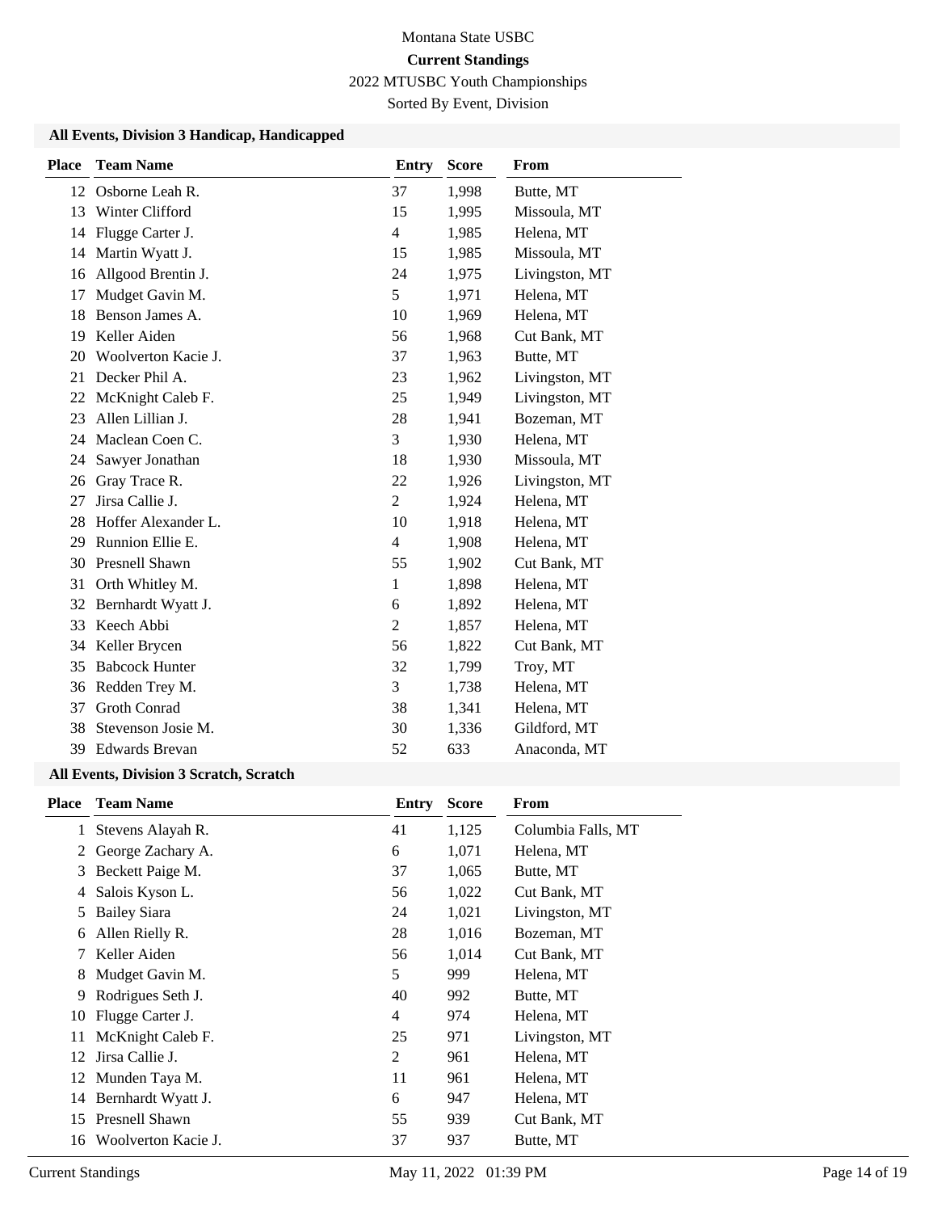Montana State USBC

**Current Standings**

2022 MTUSBC Youth Championships

Sorted By Event, Division

### All Events, Division 3 Handicap, Handicapped

| Place | Team Name | Entry | Score | From |
|---|---|---|---|---|
| 12 | Osborne Leah R. | 37 | 1,998 | Butte, MT |
| 13 | Winter Clifford | 15 | 1,995 | Missoula, MT |
| 14 | Flugge Carter J. | 4 | 1,985 | Helena, MT |
| 14 | Martin Wyatt J. | 15 | 1,985 | Missoula, MT |
| 16 | Allgood Brentin J. | 24 | 1,975 | Livingston, MT |
| 17 | Mudget Gavin M. | 5 | 1,971 | Helena, MT |
| 18 | Benson James A. | 10 | 1,969 | Helena, MT |
| 19 | Keller Aiden | 56 | 1,968 | Cut Bank, MT |
| 20 | Woolverton Kacie J. | 37 | 1,963 | Butte, MT |
| 21 | Decker Phil A. | 23 | 1,962 | Livingston, MT |
| 22 | McKnight Caleb F. | 25 | 1,949 | Livingston, MT |
| 23 | Allen Lillian J. | 28 | 1,941 | Bozeman, MT |
| 24 | Maclean Coen C. | 3 | 1,930 | Helena, MT |
| 24 | Sawyer Jonathan | 18 | 1,930 | Missoula, MT |
| 26 | Gray Trace R. | 22 | 1,926 | Livingston, MT |
| 27 | Jirsa Callie J. | 2 | 1,924 | Helena, MT |
| 28 | Hoffer Alexander L. | 10 | 1,918 | Helena, MT |
| 29 | Runnion Ellie E. | 4 | 1,908 | Helena, MT |
| 30 | Presnell Shawn | 55 | 1,902 | Cut Bank, MT |
| 31 | Orth Whitley M. | 1 | 1,898 | Helena, MT |
| 32 | Bernhardt Wyatt J. | 6 | 1,892 | Helena, MT |
| 33 | Keech Abbi | 2 | 1,857 | Helena, MT |
| 34 | Keller Brycen | 56 | 1,822 | Cut Bank, MT |
| 35 | Babcock Hunter | 32 | 1,799 | Troy, MT |
| 36 | Redden Trey M. | 3 | 1,738 | Helena, MT |
| 37 | Groth Conrad | 38 | 1,341 | Helena, MT |
| 38 | Stevenson Josie M. | 30 | 1,336 | Gildford, MT |
| 39 | Edwards Brevan | 52 | 633 | Anaconda, MT |

### All Events, Division 3 Scratch, Scratch

| Place | Team Name | Entry | Score | From |
|---|---|---|---|---|
| 1 | Stevens Alayah R. | 41 | 1,125 | Columbia Falls, MT |
| 2 | George Zachary A. | 6 | 1,071 | Helena, MT |
| 3 | Beckett Paige M. | 37 | 1,065 | Butte, MT |
| 4 | Salois Kyson L. | 56 | 1,022 | Cut Bank, MT |
| 5 | Bailey Siara | 24 | 1,021 | Livingston, MT |
| 6 | Allen Rielly R. | 28 | 1,016 | Bozeman, MT |
| 7 | Keller Aiden | 56 | 1,014 | Cut Bank, MT |
| 8 | Mudget Gavin M. | 5 | 999 | Helena, MT |
| 9 | Rodrigues Seth J. | 40 | 992 | Butte, MT |
| 10 | Flugge Carter J. | 4 | 974 | Helena, MT |
| 11 | McKnight Caleb F. | 25 | 971 | Livingston, MT |
| 12 | Jirsa Callie J. | 2 | 961 | Helena, MT |
| 12 | Munden Taya M. | 11 | 961 | Helena, MT |
| 14 | Bernhardt Wyatt J. | 6 | 947 | Helena, MT |
| 15 | Presnell Shawn | 55 | 939 | Cut Bank, MT |
| 16 | Woolverton Kacie J. | 37 | 937 | Butte, MT |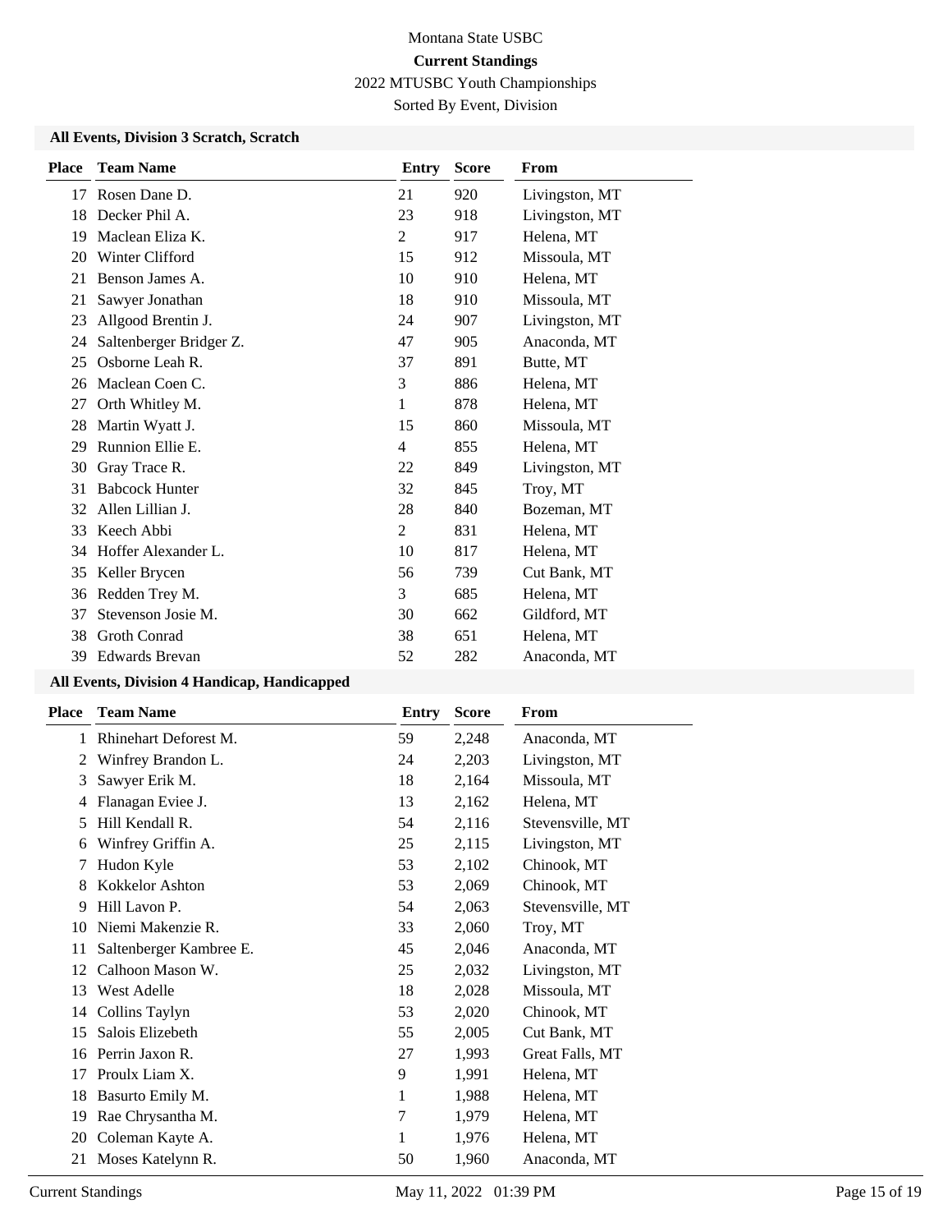Montana State USBC

**Current Standings**

2022 MTUSBC Youth Championships

Sorted By Event, Division

### All Events, Division 3 Scratch, Scratch

| Place | Team Name | Entry | Score | From |
|---|---|---|---|---|
| 17 | Rosen Dane D. | 21 | 920 | Livingston, MT |
| 18 | Decker Phil A. | 23 | 918 | Livingston, MT |
| 19 | Maclean Eliza K. | 2 | 917 | Helena, MT |
| 20 | Winter Clifford | 15 | 912 | Missoula, MT |
| 21 | Benson James A. | 10 | 910 | Helena, MT |
| 21 | Sawyer Jonathan | 18 | 910 | Missoula, MT |
| 23 | Allgood Brentin J. | 24 | 907 | Livingston, MT |
| 24 | Saltenberger Bridger Z. | 47 | 905 | Anaconda, MT |
| 25 | Osborne Leah R. | 37 | 891 | Butte, MT |
| 26 | Maclean Coen C. | 3 | 886 | Helena, MT |
| 27 | Orth Whitley M. | 1 | 878 | Helena, MT |
| 28 | Martin Wyatt J. | 15 | 860 | Missoula, MT |
| 29 | Runnion Ellie E. | 4 | 855 | Helena, MT |
| 30 | Gray Trace R. | 22 | 849 | Livingston, MT |
| 31 | Babcock Hunter | 32 | 845 | Troy, MT |
| 32 | Allen Lillian J. | 28 | 840 | Bozeman, MT |
| 33 | Keech Abbi | 2 | 831 | Helena, MT |
| 34 | Hoffer Alexander L. | 10 | 817 | Helena, MT |
| 35 | Keller Brycen | 56 | 739 | Cut Bank, MT |
| 36 | Redden Trey M. | 3 | 685 | Helena, MT |
| 37 | Stevenson Josie M. | 30 | 662 | Gildford, MT |
| 38 | Groth Conrad | 38 | 651 | Helena, MT |
| 39 | Edwards Brevan | 52 | 282 | Anaconda, MT |

### All Events, Division 4 Handicap, Handicapped

| Place | Team Name | Entry | Score | From |
|---|---|---|---|---|
| 1 | Rhinehart Deforest M. | 59 | 2,248 | Anaconda, MT |
| 2 | Winfrey Brandon L. | 24 | 2,203 | Livingston, MT |
| 3 | Sawyer Erik M. | 18 | 2,164 | Missoula, MT |
| 4 | Flanagan Eviee J. | 13 | 2,162 | Helena, MT |
| 5 | Hill Kendall R. | 54 | 2,116 | Stevensville, MT |
| 6 | Winfrey Griffin A. | 25 | 2,115 | Livingston, MT |
| 7 | Hudon Kyle | 53 | 2,102 | Chinook, MT |
| 8 | Kokkelor Ashton | 53 | 2,069 | Chinook, MT |
| 9 | Hill Lavon P. | 54 | 2,063 | Stevensville, MT |
| 10 | Niemi Makenzie R. | 33 | 2,060 | Troy, MT |
| 11 | Saltenberger Kambree E. | 45 | 2,046 | Anaconda, MT |
| 12 | Calhoon Mason W. | 25 | 2,032 | Livingston, MT |
| 13 | West Adelle | 18 | 2,028 | Missoula, MT |
| 14 | Collins Taylyn | 53 | 2,020 | Chinook, MT |
| 15 | Salois Elizebeth | 55 | 2,005 | Cut Bank, MT |
| 16 | Perrin Jaxon R. | 27 | 1,993 | Great Falls, MT |
| 17 | Proulx Liam X. | 9 | 1,991 | Helena, MT |
| 18 | Basurto Emily M. | 1 | 1,988 | Helena, MT |
| 19 | Rae Chrysantha M. | 7 | 1,979 | Helena, MT |
| 20 | Coleman Kayte A. | 1 | 1,976 | Helena, MT |
| 21 | Moses Katelynn R. | 50 | 1,960 | Anaconda, MT |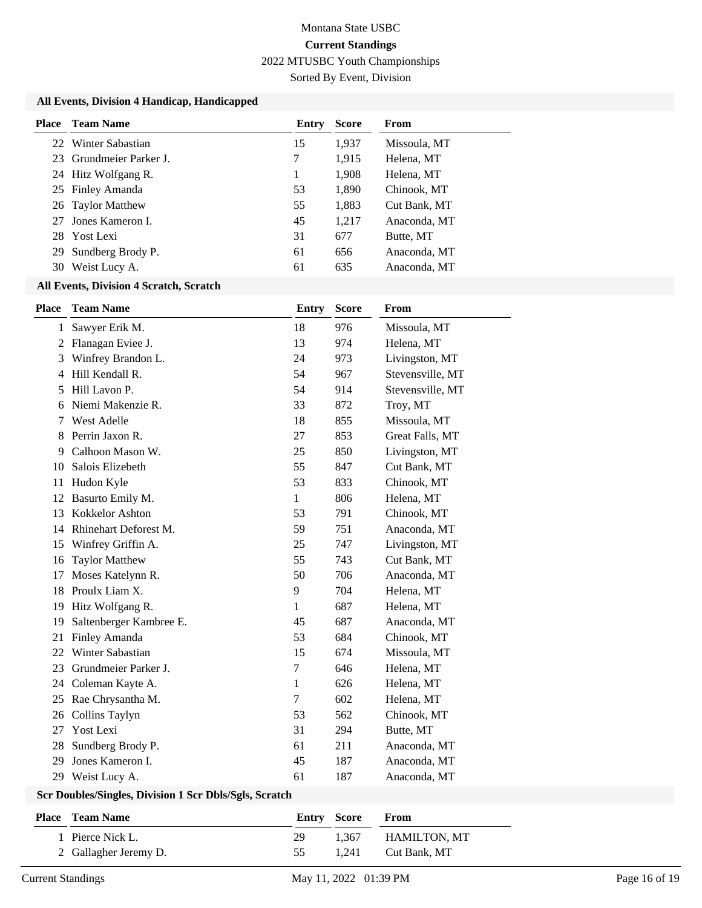Montana State USBC

**Current Standings**

2022 MTUSBC Youth Championships

Sorted By Event, Division

### All Events, Division 4 Handicap, Handicapped

| Place | Team Name | Entry | Score | From |
|---|---|---|---|---|
| 22 | Winter Sabastian | 15 | 1,937 | Missoula, MT |
| 23 | Grundmeier Parker J. | 7 | 1,915 | Helena, MT |
| 24 | Hitz Wolfgang R. | 1 | 1,908 | Helena, MT |
| 25 | Finley Amanda | 53 | 1,890 | Chinook, MT |
| 26 | Taylor Matthew | 55 | 1,883 | Cut Bank, MT |
| 27 | Jones Kameron I. | 45 | 1,217 | Anaconda, MT |
| 28 | Yost Lexi | 31 | 677 | Butte, MT |
| 29 | Sundberg Brody P. | 61 | 656 | Anaconda, MT |
| 30 | Weist Lucy A. | 61 | 635 | Anaconda, MT |

### All Events, Division 4 Scratch, Scratch

| Place | Team Name | Entry | Score | From |
|---|---|---|---|---|
| 1 | Sawyer Erik M. | 18 | 976 | Missoula, MT |
| 2 | Flanagan Eviee J. | 13 | 974 | Helena, MT |
| 3 | Winfrey Brandon L. | 24 | 973 | Livingston, MT |
| 4 | Hill Kendall R. | 54 | 967 | Stevensville, MT |
| 5 | Hill Lavon P. | 54 | 914 | Stevensville, MT |
| 6 | Niemi Makenzie R. | 33 | 872 | Troy, MT |
| 7 | West Adelle | 18 | 855 | Missoula, MT |
| 8 | Perrin Jaxon R. | 27 | 853 | Great Falls, MT |
| 9 | Calhoon Mason W. | 25 | 850 | Livingston, MT |
| 10 | Salois Elizebeth | 55 | 847 | Cut Bank, MT |
| 11 | Hudon Kyle | 53 | 833 | Chinook, MT |
| 12 | Basurto Emily M. | 1 | 806 | Helena, MT |
| 13 | Kokkelor Ashton | 53 | 791 | Chinook, MT |
| 14 | Rhinehart Deforest M. | 59 | 751 | Anaconda, MT |
| 15 | Winfrey Griffin A. | 25 | 747 | Livingston, MT |
| 16 | Taylor Matthew | 55 | 743 | Cut Bank, MT |
| 17 | Moses Katelynn R. | 50 | 706 | Anaconda, MT |
| 18 | Proulx Liam X. | 9 | 704 | Helena, MT |
| 19 | Hitz Wolfgang R. | 1 | 687 | Helena, MT |
| 19 | Saltenberger Kambree E. | 45 | 687 | Anaconda, MT |
| 21 | Finley Amanda | 53 | 684 | Chinook, MT |
| 22 | Winter Sabastian | 15 | 674 | Missoula, MT |
| 23 | Grundmeier Parker J. | 7 | 646 | Helena, MT |
| 24 | Coleman Kayte A. | 1 | 626 | Helena, MT |
| 25 | Rae Chrysantha M. | 7 | 602 | Helena, MT |
| 26 | Collins Taylyn | 53 | 562 | Chinook, MT |
| 27 | Yost Lexi | 31 | 294 | Butte, MT |
| 28 | Sundberg Brody P. | 61 | 211 | Anaconda, MT |
| 29 | Jones Kameron I. | 45 | 187 | Anaconda, MT |
| 29 | Weist Lucy A. | 61 | 187 | Anaconda, MT |

### Scr Doubles/Singles, Division 1 Scr Dbls/Sgls, Scratch

| Place | Team Name | Entry | Score | From |
|---|---|---|---|---|
| 1 | Pierce Nick L. | 29 | 1,367 | HAMILTON, MT |
| 2 | Gallagher Jeremy D. | 55 | 1,241 | Cut Bank, MT |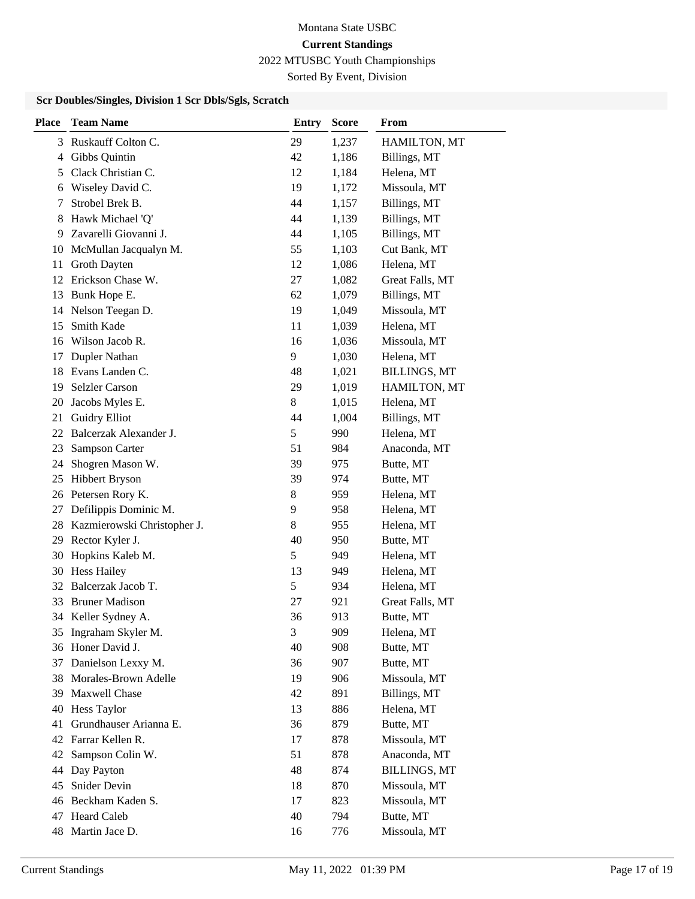Montana State USBC

**Current Standings**

2022 MTUSBC Youth Championships

Sorted By Event, Division

### Scr Doubles/Singles, Division 1 Scr Dbls/Sgls, Scratch

| Place | Team Name | Entry | Score | From |
|---|---|---|---|---|
| 3 | Ruskauff Colton C. | 29 | 1,237 | HAMILTON, MT |
| 4 | Gibbs Quintin | 42 | 1,186 | Billings, MT |
| 5 | Clack Christian C. | 12 | 1,184 | Helena, MT |
| 6 | Wiseley David C. | 19 | 1,172 | Missoula, MT |
| 7 | Strobel Brek B. | 44 | 1,157 | Billings, MT |
| 8 | Hawk Michael 'Q' | 44 | 1,139 | Billings, MT |
| 9 | Zavarelli Giovanni J. | 44 | 1,105 | Billings, MT |
| 10 | McMullan Jacqualyn M. | 55 | 1,103 | Cut Bank, MT |
| 11 | Groth Dayten | 12 | 1,086 | Helena, MT |
| 12 | Erickson Chase W. | 27 | 1,082 | Great Falls, MT |
| 13 | Bunk Hope E. | 62 | 1,079 | Billings, MT |
| 14 | Nelson Teegan D. | 19 | 1,049 | Missoula, MT |
| 15 | Smith Kade | 11 | 1,039 | Helena, MT |
| 16 | Wilson Jacob R. | 16 | 1,036 | Missoula, MT |
| 17 | Dupler Nathan | 9 | 1,030 | Helena, MT |
| 18 | Evans Landen C. | 48 | 1,021 | BILLINGS, MT |
| 19 | Selzler Carson | 29 | 1,019 | HAMILTON, MT |
| 20 | Jacobs Myles E. | 8 | 1,015 | Helena, MT |
| 21 | Guidry Elliot | 44 | 1,004 | Billings, MT |
| 22 | Balcerzak Alexander J. | 5 | 990 | Helena, MT |
| 23 | Sampson Carter | 51 | 984 | Anaconda, MT |
| 24 | Shogren Mason W. | 39 | 975 | Butte, MT |
| 25 | Hibbert Bryson | 39 | 974 | Butte, MT |
| 26 | Petersen Rory K. | 8 | 959 | Helena, MT |
| 27 | Defilippis Dominic M. | 9 | 958 | Helena, MT |
| 28 | Kazmierowski Christopher J. | 8 | 955 | Helena, MT |
| 29 | Rector Kyler J. | 40 | 950 | Butte, MT |
| 30 | Hopkins Kaleb M. | 5 | 949 | Helena, MT |
| 30 | Hess Hailey | 13 | 949 | Helena, MT |
| 32 | Balcerzak Jacob T. | 5 | 934 | Helena, MT |
| 33 | Bruner Madison | 27 | 921 | Great Falls, MT |
| 34 | Keller Sydney A. | 36 | 913 | Butte, MT |
| 35 | Ingraham Skyler M. | 3 | 909 | Helena, MT |
| 36 | Honer David J. | 40 | 908 | Butte, MT |
| 37 | Danielson Lexxy M. | 36 | 907 | Butte, MT |
| 38 | Morales-Brown Adelle | 19 | 906 | Missoula, MT |
| 39 | Maxwell Chase | 42 | 891 | Billings, MT |
| 40 | Hess Taylor | 13 | 886 | Helena, MT |
| 41 | Grundhauser Arianna E. | 36 | 879 | Butte, MT |
| 42 | Farrar Kellen R. | 17 | 878 | Missoula, MT |
| 42 | Sampson Colin W. | 51 | 878 | Anaconda, MT |
| 44 | Day Payton | 48 | 874 | BILLINGS, MT |
| 45 | Snider Devin | 18 | 870 | Missoula, MT |
| 46 | Beckham Kaden S. | 17 | 823 | Missoula, MT |
| 47 | Heard Caleb | 40 | 794 | Butte, MT |
| 48 | Martin Jace D. | 16 | 776 | Missoula, MT |

Current Standings May 11, 2022 01:39 PM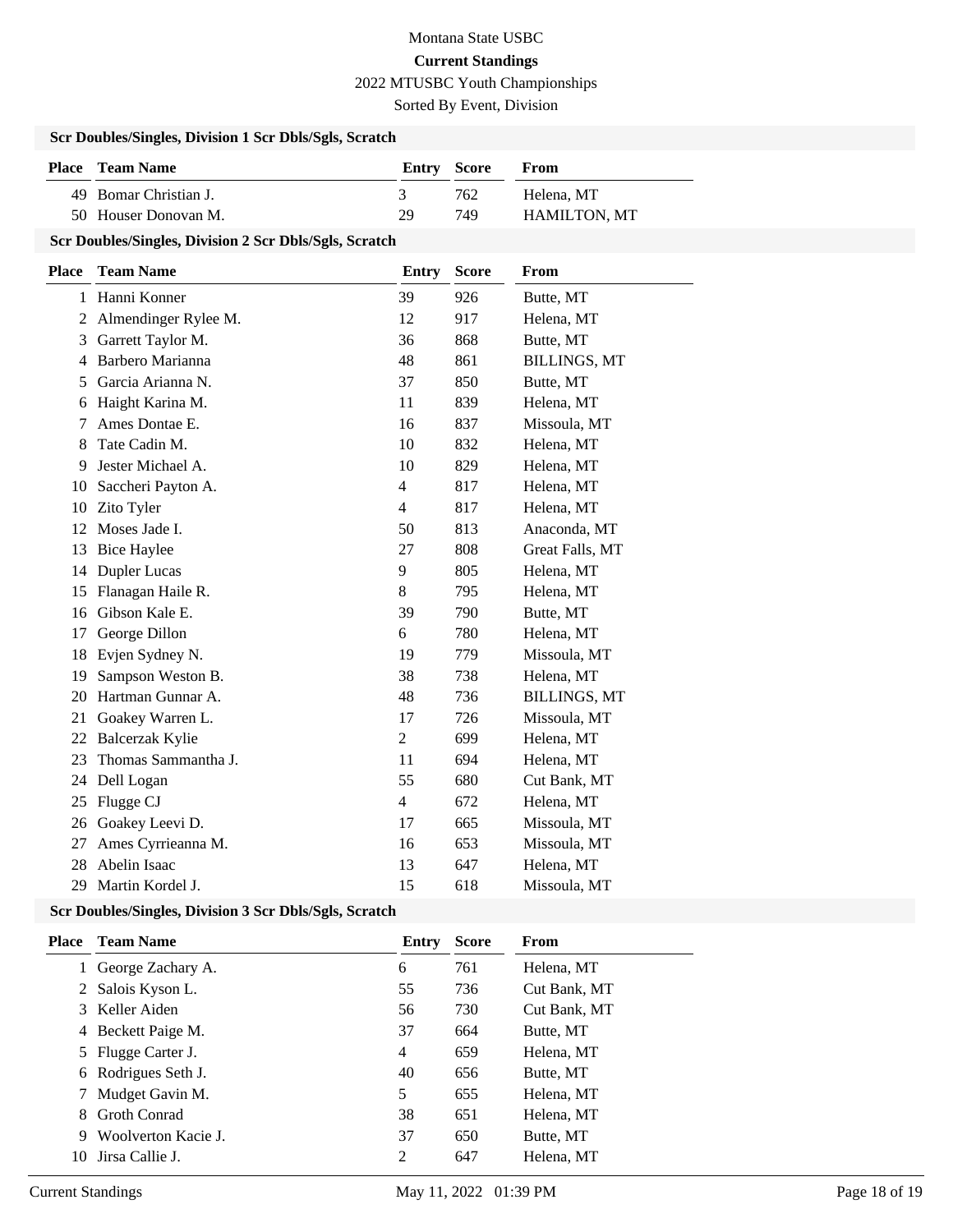Montana State USBC

**Current Standings**

2022 MTUSBC Youth Championships

Sorted By Event, Division

### Scr Doubles/Singles, Division 1 Scr Dbls/Sgls, Scratch

| Place | Team Name | Entry | Score | From |
|---|---|---|---|---|
| 49 | Bomar Christian J. | 3 | 762 | Helena, MT |
| 50 | Houser Donovan M. | 29 | 749 | HAMILTON, MT |

### Scr Doubles/Singles, Division 2 Scr Dbls/Sgls, Scratch

| Place | Team Name | Entry | Score | From |
|---|---|---|---|---|
| 1 | Hanni Konner | 39 | 926 | Butte, MT |
| 2 | Almendinger Rylee M. | 12 | 917 | Helena, MT |
| 3 | Garrett Taylor M. | 36 | 868 | Butte, MT |
| 4 | Barbero Marianna | 48 | 861 | BILLINGS, MT |
| 5 | Garcia Arianna N. | 37 | 850 | Butte, MT |
| 6 | Haight Karina M. | 11 | 839 | Helena, MT |
| 7 | Ames Dontae E. | 16 | 837 | Missoula, MT |
| 8 | Tate Cadin M. | 10 | 832 | Helena, MT |
| 9 | Jester Michael A. | 10 | 829 | Helena, MT |
| 10 | Saccheri Payton A. | 4 | 817 | Helena, MT |
| 10 | Zito Tyler | 4 | 817 | Helena, MT |
| 12 | Moses Jade I. | 50 | 813 | Anaconda, MT |
| 13 | Bice Haylee | 27 | 808 | Great Falls, MT |
| 14 | Dupler Lucas | 9 | 805 | Helena, MT |
| 15 | Flanagan Haile R. | 8 | 795 | Helena, MT |
| 16 | Gibson Kale E. | 39 | 790 | Butte, MT |
| 17 | George Dillon | 6 | 780 | Helena, MT |
| 18 | Evjen Sydney N. | 19 | 779 | Missoula, MT |
| 19 | Sampson Weston B. | 38 | 738 | Helena, MT |
| 20 | Hartman Gunnar A. | 48 | 736 | BILLINGS, MT |
| 21 | Goakey Warren L. | 17 | 726 | Missoula, MT |
| 22 | Balcerzak Kylie | 2 | 699 | Helena, MT |
| 23 | Thomas Sammantha J. | 11 | 694 | Helena, MT |
| 24 | Dell Logan | 55 | 680 | Cut Bank, MT |
| 25 | Flugge CJ | 4 | 672 | Helena, MT |
| 26 | Goakey Leevi D. | 17 | 665 | Missoula, MT |
| 27 | Ames Cyrrieanna M. | 16 | 653 | Missoula, MT |
| 28 | Abelin Isaac | 13 | 647 | Helena, MT |
| 29 | Martin Kordel J. | 15 | 618 | Missoula, MT |

### Scr Doubles/Singles, Division 3 Scr Dbls/Sgls, Scratch

| Place | Team Name | Entry | Score | From |
|---|---|---|---|---|
| 1 | George Zachary A. | 6 | 761 | Helena, MT |
| 2 | Salois Kyson L. | 55 | 736 | Cut Bank, MT |
| 3 | Keller Aiden | 56 | 730 | Cut Bank, MT |
| 4 | Beckett Paige M. | 37 | 664 | Butte, MT |
| 5 | Flugge Carter J. | 4 | 659 | Helena, MT |
| 6 | Rodrigues Seth J. | 40 | 656 | Butte, MT |
| 7 | Mudget Gavin M. | 5 | 655 | Helena, MT |
| 8 | Groth Conrad | 38 | 651 | Helena, MT |
| 9 | Woolverton Kacie J. | 37 | 650 | Butte, MT |
| 10 | Jirsa Callie J. | 2 | 647 | Helena, MT |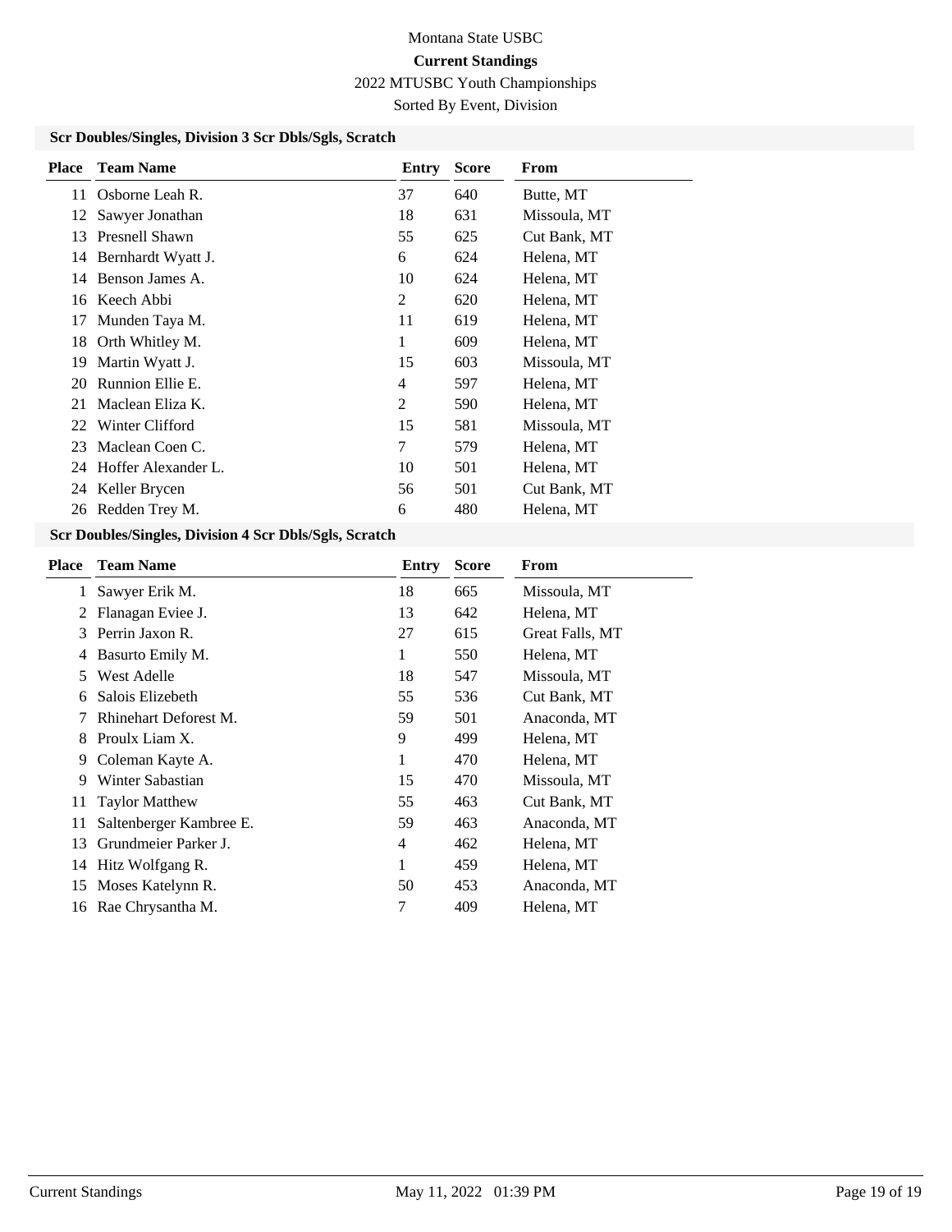Montana State USBC

**Current Standings**

2022 MTUSBC Youth Championships

Sorted By Event, Division

### Scr Doubles/Singles, Division 3 Scr Dbls/Sgls, Scratch

| Place | Team Name | Entry | Score | From |
|---|---|---|---|---|
| 11 | Osborne Leah R. | 37 | 640 | Butte, MT |
| 12 | Sawyer Jonathan | 18 | 631 | Missoula, MT |
| 13 | Presnell Shawn | 55 | 625 | Cut Bank, MT |
| 14 | Bernhardt Wyatt J. | 6 | 624 | Helena, MT |
| 14 | Benson James A. | 10 | 624 | Helena, MT |
| 16 | Keech Abbi | 2 | 620 | Helena, MT |
| 17 | Munden Taya M. | 11 | 619 | Helena, MT |
| 18 | Orth Whitley M. | 1 | 609 | Helena, MT |
| 19 | Martin Wyatt J. | 15 | 603 | Missoula, MT |
| 20 | Runnion Ellie E. | 4 | 597 | Helena, MT |
| 21 | Maclean Eliza K. | 2 | 590 | Helena, MT |
| 22 | Winter Clifford | 15 | 581 | Missoula, MT |
| 23 | Maclean Coen C. | 7 | 579 | Helena, MT |
| 24 | Hoffer Alexander L. | 10 | 501 | Helena, MT |
| 24 | Keller Brycen | 56 | 501 | Cut Bank, MT |
| 26 | Redden Trey M. | 6 | 480 | Helena, MT |

### Scr Doubles/Singles, Division 4 Scr Dbls/Sgls, Scratch

| Place | Team Name | Entry | Score | From |
|---|---|---|---|---|
| 1 | Sawyer Erik M. | 18 | 665 | Missoula, MT |
| 2 | Flanagan Eviee J. | 13 | 642 | Helena, MT |
| 3 | Perrin Jaxon R. | 27 | 615 | Great Falls, MT |
| 4 | Basurto Emily M. | 1 | 550 | Helena, MT |
| 5 | West Adelle | 18 | 547 | Missoula, MT |
| 6 | Salois Elizebeth | 55 | 536 | Cut Bank, MT |
| 7 | Rhinehart Deforest M. | 59 | 501 | Anaconda, MT |
| 8 | Proulx Liam X. | 9 | 499 | Helena, MT |
| 9 | Coleman Kayte A. | 1 | 470 | Helena, MT |
| 9 | Winter Sabastian | 15 | 470 | Missoula, MT |
| 11 | Taylor Matthew | 55 | 463 | Cut Bank, MT |
| 11 | Saltenberger Kambree E. | 59 | 463 | Anaconda, MT |
| 13 | Grundmeier Parker J. | 4 | 462 | Helena, MT |
| 14 | Hitz Wolfgang R. | 1 | 459 | Helena, MT |
| 15 | Moses Katelynn R. | 50 | 453 | Anaconda, MT |
| 16 | Rae Chrysantha M. | 7 | 409 | Helena, MT |